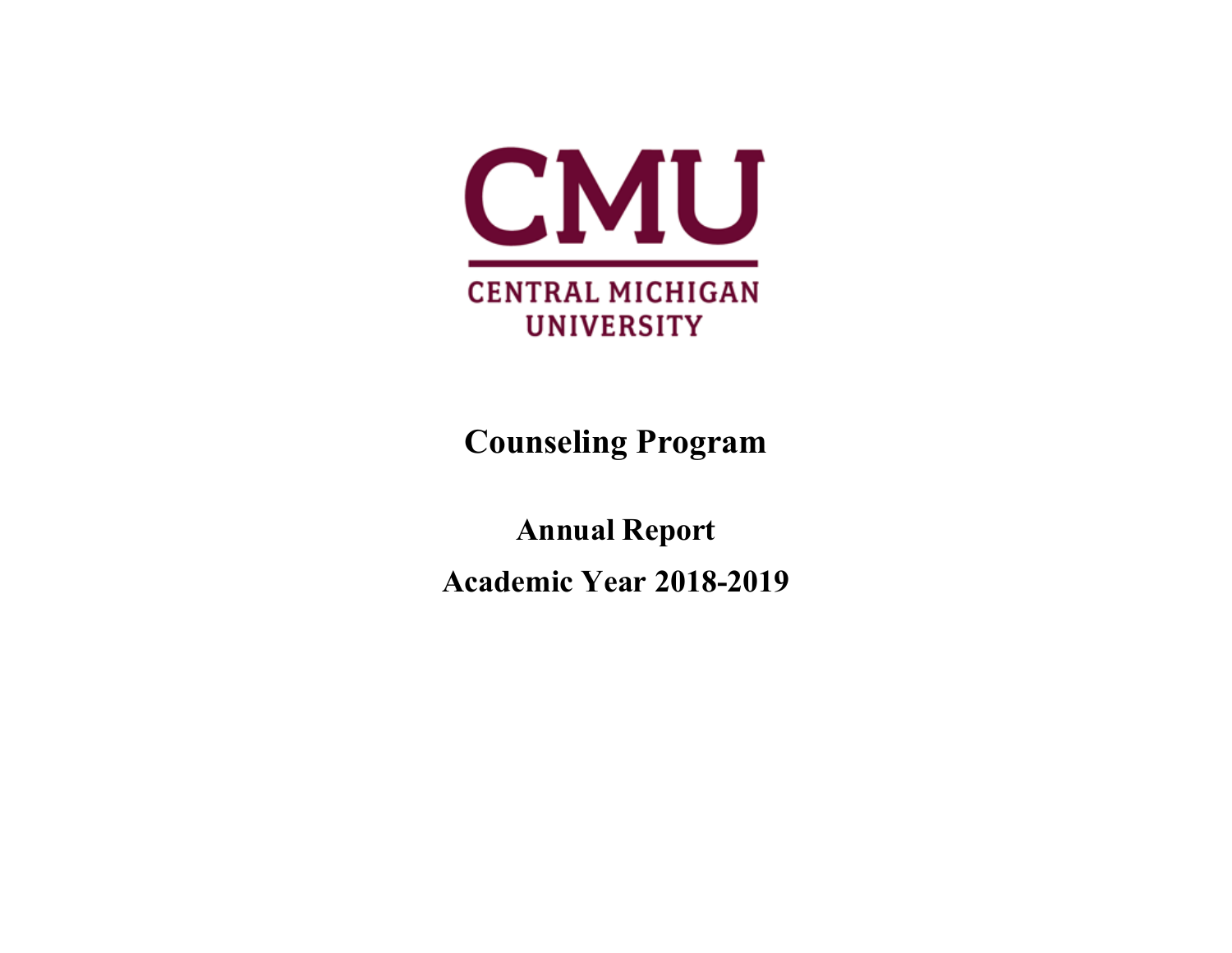CMU

CENTRAL MICHIGAN UNIVERSITY

# Counseling Program

## Annual Report

## Academic Year 2018-2019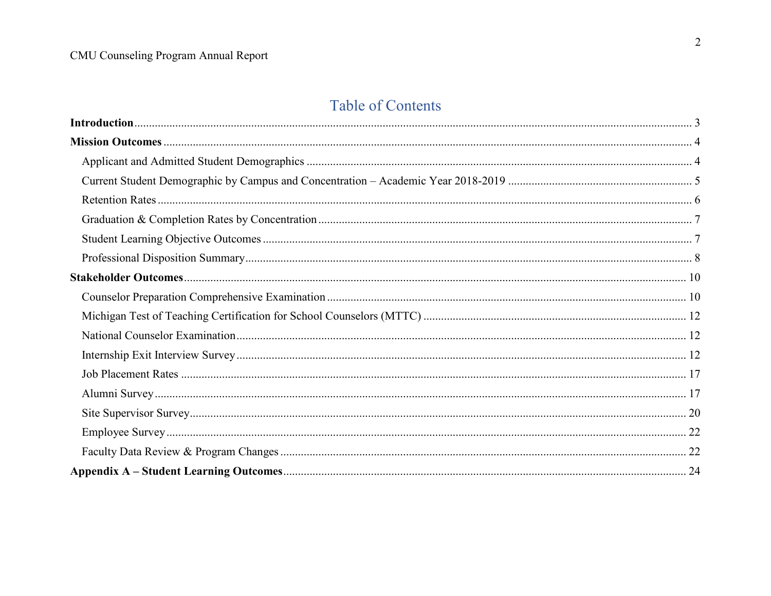# Table of Contents

**Introduction** ... 3

**Mission Outcomes** ... 4

- Applicant and Admitted Student Demographics ... 4
- Current Student Demographic by Campus and Concentration – Academic Year 2018-2019 ... 5
- Retention Rates ... 6
- Graduation & Completion Rates by Concentration ... 7
- Student Learning Objective Outcomes ... 7
- Professional Disposition Summary ... 8

**Stakeholder Outcomes** ... 10

- Counselor Preparation Comprehensive Examination ... 10
- Michigan Test of Teaching Certification for School Counselors (MTTC) ... 12
- National Counselor Examination ... 12
- Internship Exit Interview Survey ... 12
- Job Placement Rates ... 17
- Alumni Survey ... 17
- Site Supervisor Survey ... 20
- Employee Survey ... 22
- Faculty Data Review & Program Changes ... 22

**Appendix A – Student Learning Outcomes** ... 24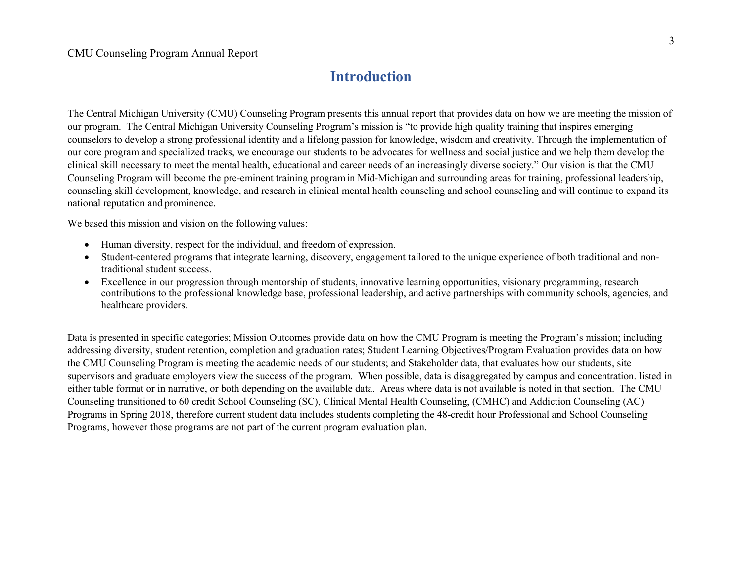# Introduction

The Central Michigan University (CMU) Counseling Program presents this annual report that provides data on how we are meeting the mission of our program. The Central Michigan University Counseling Program's mission is "to provide high quality training that inspires emerging counselors to develop a strong professional identity and a lifelong passion for knowledge, wisdom and creativity. Through the implementation of our core program and specialized tracks, we encourage our students to be advocates for wellness and social justice and we help them develop the clinical skill necessary to meet the mental health, educational and career needs of an increasingly diverse society." Our vision is that the CMU Counseling Program will become the pre-eminent training program in Mid-Michigan and surrounding areas for training, professional leadership, counseling skill development, knowledge, and research in clinical mental health counseling and school counseling and will continue to expand its national reputation and prominence.

We based this mission and vision on the following values:

- Human diversity, respect for the individual, and freedom of expression.
- Student-centered programs that integrate learning, discovery, engagement tailored to the unique experience of both traditional and non-traditional student success.
- Excellence in our progression through mentorship of students, innovative learning opportunities, visionary programming, research contributions to the professional knowledge base, professional leadership, and active partnerships with community schools, agencies, and healthcare providers.

Data is presented in specific categories; Mission Outcomes provide data on how the CMU Program is meeting the Program's mission; including addressing diversity, student retention, completion and graduation rates; Student Learning Objectives/Program Evaluation provides data on how the CMU Counseling Program is meeting the academic needs of our students; and Stakeholder data, that evaluates how our students, site supervisors and graduate employers view the success of the program. When possible, data is disaggregated by campus and concentration. listed in either table format or in narrative, or both depending on the available data. Areas where data is not available is noted in that section. The CMU Counseling transitioned to 60 credit School Counseling (SC), Clinical Mental Health Counseling, (CMHC) and Addiction Counseling (AC) Programs in Spring 2018, therefore current student data includes students completing the 48-credit hour Professional and School Counseling Programs, however those programs are not part of the current program evaluation plan.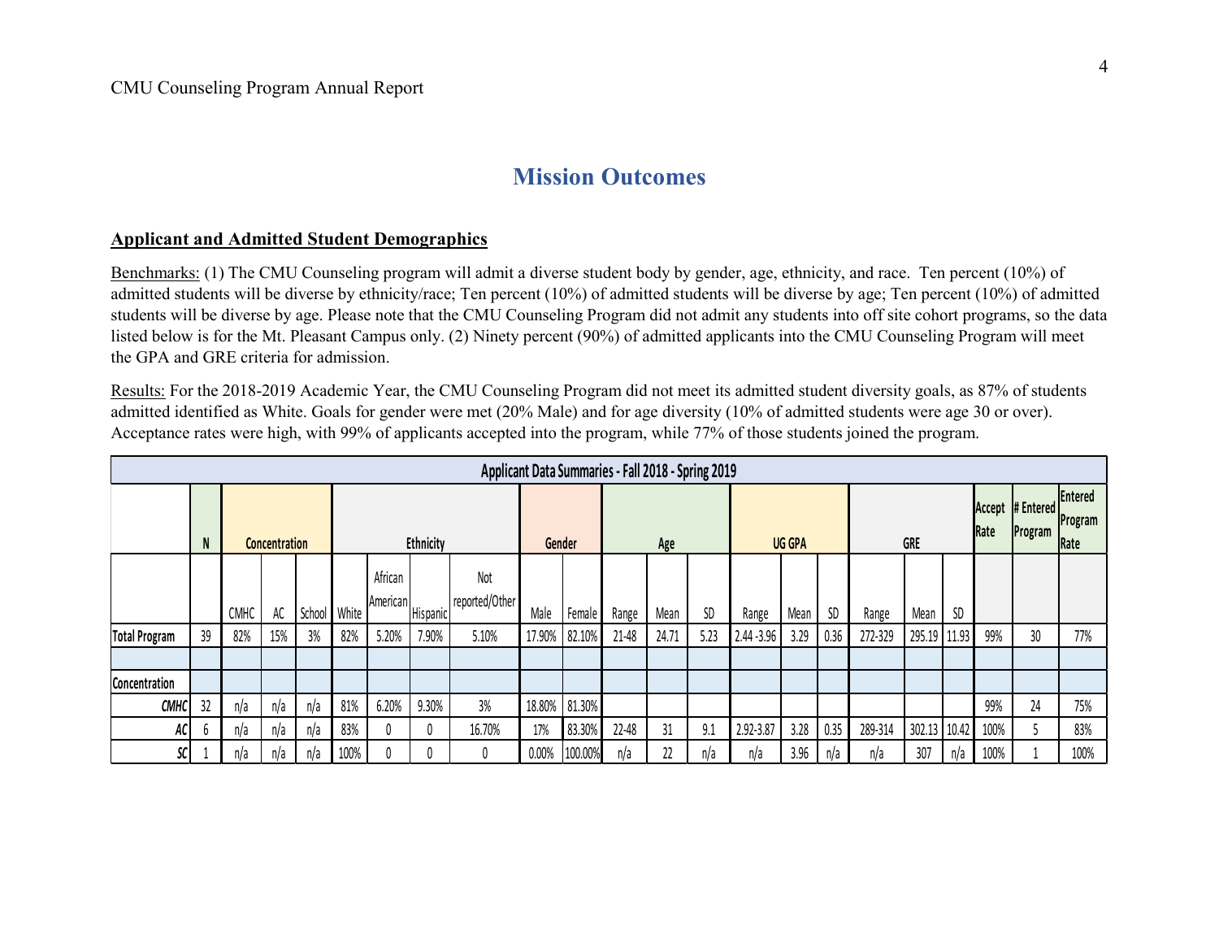## Mission Outcomes

### Applicant and Admitted Student Demographics

Benchmarks: (1) The CMU Counseling program will admit a diverse student body by gender, age, ethnicity, and race. Ten percent (10%) of admitted students will be diverse by ethnicity/race; Ten percent (10%) of admitted students will be diverse by age; Ten percent (10%) of admitted students will be diverse by age. Please note that the CMU Counseling Program did not admit any students into off site cohort programs, so the data listed below is for the Mt. Pleasant Campus only. (2) Ninety percent (90%) of admitted applicants into the CMU Counseling Program will meet the GPA and GRE criteria for admission.

Results: For the 2018-2019 Academic Year, the CMU Counseling Program did not meet its admitted student diversity goals, as 87% of students admitted identified as White. Goals for gender were met (20% Male) and for age diversity (10% of admitted students were age 30 or over). Acceptance rates were high, with 99% of applicants accepted into the program, while 77% of those students joined the program.

| Applicant Data Summaries - Fall 2018 - Spring 2019 | | | | | | | | | | | | | | | | | | | | | | | |
|---|---|---|---|---|---|---|---|---|---|---|---|---|---|---|---|---|---|---|---|---|---|---|---|
| | N | Concentration | | | Ethnicity | | | | Gender | | Age | | | UG GPA | | | GRE | | | Accept Rate | # Entered Program | Entered Program Rate |
| | | CMHC | AC | School | White | African American | Hispanic | Not reported/Other | Male | Female | Range | Mean | SD | Range | Mean | SD | Range | Mean | SD | | | |
| **Total Program** | 39 | 82% | 15% | 3% | 82% | 5.20% | 7.90% | 5.10% | 17.90% | 82.10% | 21-48 | 24.71 | 5.23 | 2.44 -3.96 | 3.29 | 0.36 | 272-329 | 295.19 | 11.93 | 99% | 30 | 77% |
| | | | | | | | | | | | | | | | | | | | | | | |
| **Concentration** | | | | | | | | | | | | | | | | | | | | | | |
| ***CMHC*** | 32 | n/a | n/a | n/a | 81% | 6.20% | 9.30% | 3% | 18.80% | 81.30% | | | | | | | | | | 99% | 24 | 75% |
| ***AC*** | 6 | n/a | n/a | n/a | 83% | 0 | 0 | 16.70% | 17% | 83.30% | 22-48 | 31 | 9.1 | 2.92-3.87 | 3.28 | 0.35 | 289-314 | 302.13 | 10.42 | 100% | 5 | 83% |
| ***SC*** | 1 | n/a | n/a | n/a | 100% | 0 | 0 | 0 | 0.00% | 100.00% | n/a | 22 | n/a | n/a | 3.96 | n/a | n/a | 307 | n/a | 100% | 1 | 100% |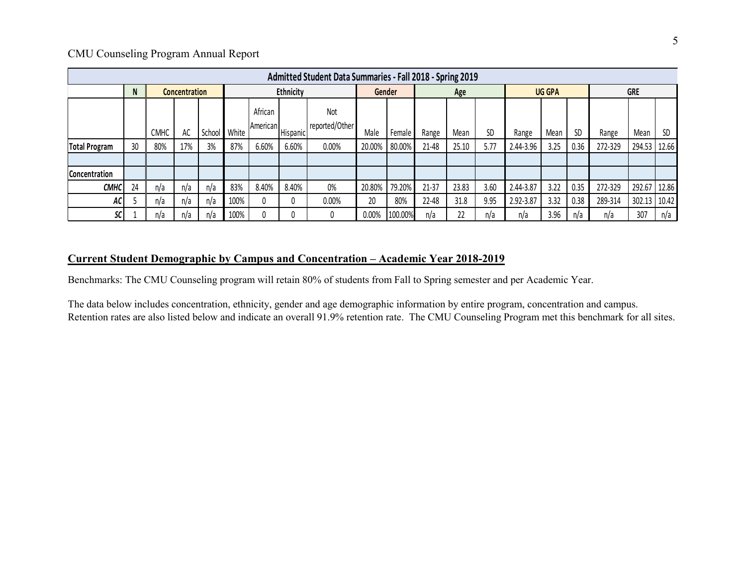| Admitted Student Data Summaries - Fall 2018 - Spring 2019 | | | | | | | | | | | | | | | | | | | | |
|---|---|---|---|---|---|---|---|---|---|---|---|---|---|---|---|---|---|---|---|---|
| | N | Concentration | | | Ethnicity | | | | Gender | | Age | | | UG GPA | | | GRE | | | |
| | | CMHC | AC | School | White | African American | Hispanic | Not reported/Other | Male | Female | Range | Mean | SD | Range | Mean | SD | Range | Mean | SD |
| **Total Program** | 30 | 80% | 17% | 3% | 87% | 6.60% | 6.60% | 0.00% | 20.00% | 80.00% | 21-48 | 25.10 | 5.77 | 2.44-3.96 | 3.25 | 0.36 | 272-329 | 294.53 | 12.66 |
| | | | | | | | | | | | | | | | | | | | |
| **Concentration** | | | | | | | | | | | | | | | | | | | |
| ***CMHC*** | 24 | n/a | n/a | n/a | 83% | 8.40% | 8.40% | 0% | 20.80% | 79.20% | 21-37 | 23.83 | 3.60 | 2.44-3.87 | 3.22 | 0.35 | 272-329 | 292.67 | 12.86 |
| ***AC*** | 5 | n/a | n/a | n/a | 100% | 0 | 0 | 0.00% | 20 | 80% | 22-48 | 31.8 | 9.95 | 2.92-3.87 | 3.32 | 0.38 | 289-314 | 302.13 | 10.42 |
| ***SC*** | 1 | n/a | n/a | n/a | 100% | 0 | 0 | 0 | 0.00% | 100.00% | n/a | 22 | n/a | n/a | 3.96 | n/a | n/a | 307 | n/a |

## Current Student Demographic by Campus and Concentration – Academic Year 2018-2019

Benchmarks: The CMU Counseling program will retain 80% of students from Fall to Spring semester and per Academic Year.

The data below includes concentration, ethnicity, gender and age demographic information by entire program, concentration and campus. Retention rates are also listed below and indicate an overall 91.9% retention rate. The CMU Counseling Program met this benchmark for all sites.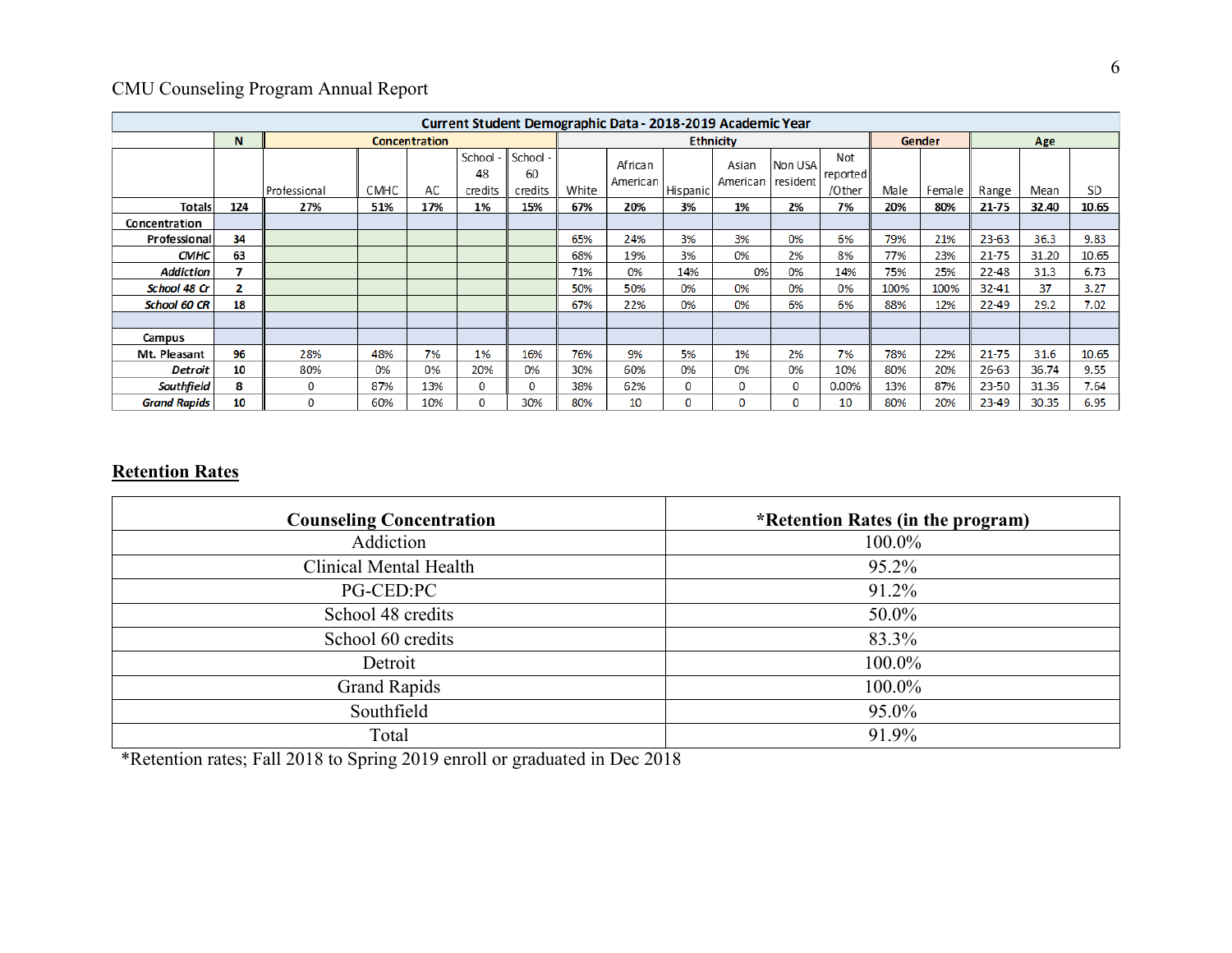CMU Counseling Program Annual Report

| Current Student Demographic Data - 2018-2019 Academic Year | | | | | | | | | | | | | | | | | | |
|---|---|---|---|---|---|---|---|---|---|---|---|---|---|---|---|---|---|---|
| | N | Concentration | | | | | Ethnicity | | | | | | Gender | | Age | | |
| | | Professional | CMHC | AC | School - 48 credits | School - 60 credits | White | African American | Hispanic | Asian American | Non USA resident | Not reported /Other | Male | Female | Range | Mean | SD |
| **Totals** | **124** | **27%** | **51%** | **17%** | **1%** | **15%** | **67%** | **20%** | **3%** | **1%** | **2%** | **7%** | **20%** | **80%** | **21-75** | **32.40** | **10.65** |
| **Concentration** | | | | | | | | | | | | | | | | | |
| **Professional** | **34** | | | | | | 65% | 24% | 3% | 3% | 0% | 6% | 79% | 21% | 23-63 | 36.3 | 9.83 |
| ***CMHC*** | **63** | | | | | | 68% | 19% | 3% | 0% | 2% | 8% | 77% | 23% | 21-75 | 31.20 | 10.65 |
| ***Addiction*** | **7** | | | | | | 71% | 0% | 14% | 0% | 0% | 14% | 75% | 25% | 22-48 | 31.3 | 6.73 |
| ***School 48 Cr*** | **2** | | | | | | 50% | 50% | 0% | 0% | 0% | 0% | 100% | 100% | 32-41 | 37 | 3.27 |
| ***School 60 CR*** | **18** | | | | | | 67% | 22% | 0% | 0% | 6% | 6% | 88% | 12% | 22-49 | 29.2 | 7.02 |
| | | | | | | | | | | | | | | | | | |
| **Campus** | | | | | | | | | | | | | | | | | |
| **Mt. Pleasant** | **96** | 28% | 48% | 7% | 1% | 16% | 76% | 9% | 5% | 1% | 2% | 7% | 78% | 22% | 21-75 | 31.6 | 10.65 |
| ***Detroit*** | **10** | 80% | 0% | 0% | 20% | 0% | 30% | 60% | 0% | 0% | 0% | 10% | 80% | 20% | 26-63 | 36.74 | 9.55 |
| ***Southfield*** | **8** | 0 | 87% | 13% | 0 | 0 | 38% | 62% | 0 | 0 | 0 | 0.00% | 13% | 87% | 23-50 | 31.36 | 7.64 |
| ***Grand Rapids*** | **10** | 0 | 60% | 10% | 0 | 30% | 80% | 10 | 0 | 0 | 0 | 10 | 80% | 20% | 23-49 | 30.35 | 6.95 |

## Retention Rates

| Counseling Concentration | *Retention Rates (in the program) |
|---|---|
| Addiction | 100.0% |
| Clinical Mental Health | 95.2% |
| PG-CED:PC | 91.2% |
| School 48 credits | 50.0% |
| School 60 credits | 83.3% |
| Detroit | 100.0% |
| Grand Rapids | 100.0% |
| Southfield | 95.0% |
| Total | 91.9% |

*Retention rates; Fall 2018 to Spring 2019 enroll or graduated in Dec 2018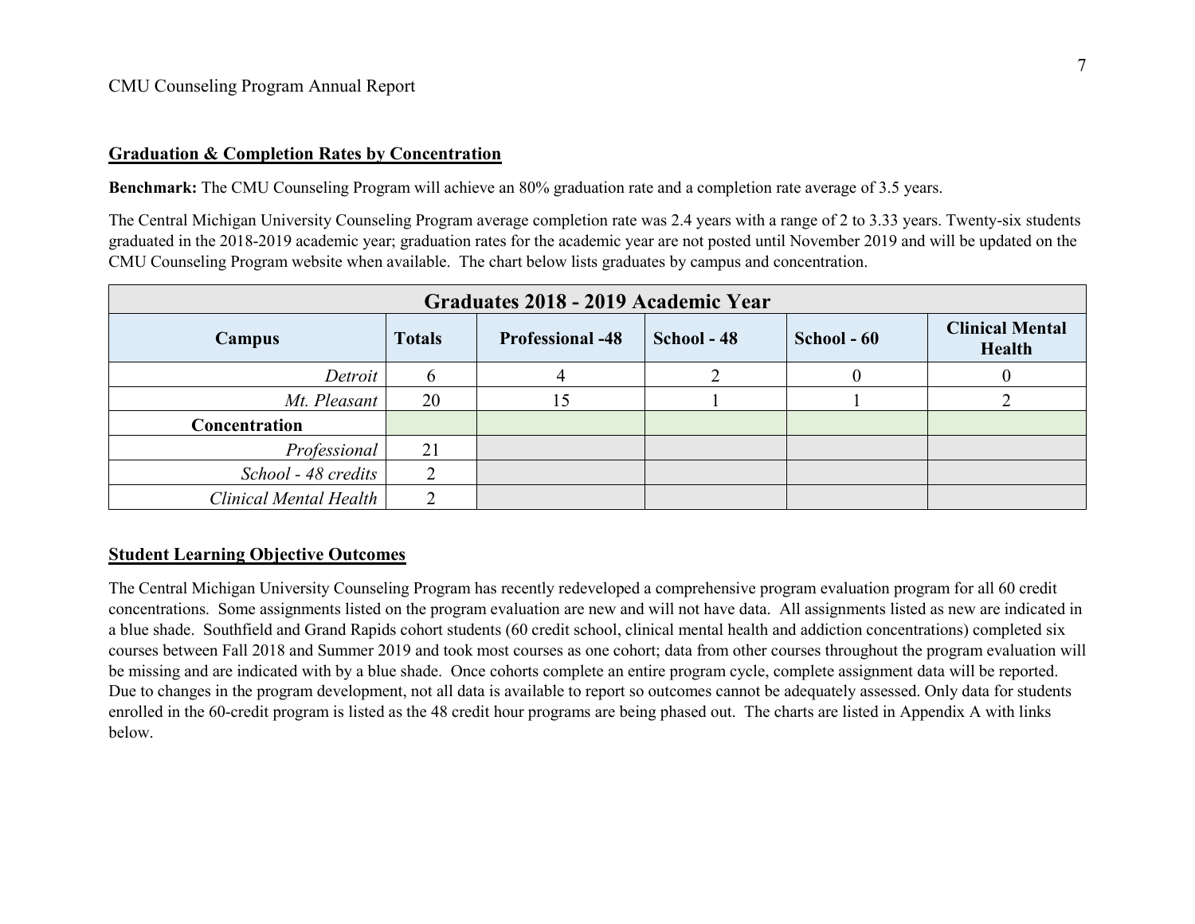## Graduation & Completion Rates by Concentration

**Benchmark:** The CMU Counseling Program will achieve an 80% graduation rate and a completion rate average of 3.5 years.

The Central Michigan University Counseling Program average completion rate was 2.4 years with a range of 2 to 3.33 years. Twenty-six students graduated in the 2018-2019 academic year; graduation rates for the academic year are not posted until November 2019 and will be updated on the CMU Counseling Program website when available. The chart below lists graduates by campus and concentration.

| Graduates 2018 - 2019 Academic Year | | | | | |
|---|---|---|---|---|---|
| **Campus** | **Totals** | **Professional -48** | **School - 48** | **School - 60** | **Clinical Mental Health** |
| *Detroit* | 6 | 4 | 2 | 0 | 0 |
| *Mt. Pleasant* | 20 | 15 | 1 | 1 | 2 |
| **Concentration** | | | | | |
| *Professional* | 21 | | | | |
| *School - 48 credits* | 2 | | | | |
| *Clinical Mental Health* | 2 | | | | |

## Student Learning Objective Outcomes

The Central Michigan University Counseling Program has recently redeveloped a comprehensive program evaluation program for all 60 credit concentrations. Some assignments listed on the program evaluation are new and will not have data. All assignments listed as new are indicated in a blue shade. Southfield and Grand Rapids cohort students (60 credit school, clinical mental health and addiction concentrations) completed six courses between Fall 2018 and Summer 2019 and took most courses as one cohort; data from other courses throughout the program evaluation will be missing and are indicated with by a blue shade. Once cohorts complete an entire program cycle, complete assignment data will be reported. Due to changes in the program development, not all data is available to report so outcomes cannot be adequately assessed. Only data for students enrolled in the 60-credit program is listed as the 48 credit hour programs are being phased out. The charts are listed in Appendix A with links below.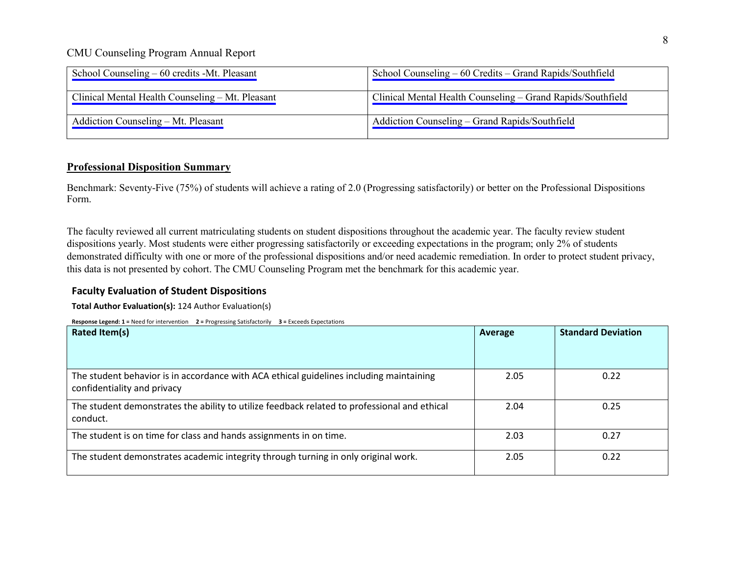| School Counseling – 60 credits -Mt. Pleasant | School Counseling – 60 Credits – Grand Rapids/Southfield |
|---|---|
| Clinical Mental Health Counseling – Mt. Pleasant | Clinical Mental Health Counseling – Grand Rapids/Southfield |
| Addiction Counseling – Mt. Pleasant | Addiction Counseling – Grand Rapids/Southfield |

## Professional Disposition Summary

Benchmark: Seventy-Five (75%) of students will achieve a rating of 2.0 (Progressing satisfactorily) or better on the Professional Dispositions Form.

The faculty reviewed all current matriculating students on student dispositions throughout the academic year. The faculty review student dispositions yearly. Most students were either progressing satisfactorily or exceeding expectations in the program; only 2% of students demonstrated difficulty with one or more of the professional dispositions and/or need academic remediation. In order to protect student privacy, this data is not presented by cohort. The CMU Counseling Program met the benchmark for this academic year.

### Faculty Evaluation of Student Dispositions

**Total Author Evaluation(s):** 124 Author Evaluation(s)

**Response Legend: 1 =** Need for intervention **2 =** Progressing Satisfactorily **3 =** Exceeds Expectations

| Rated Item(s) | Average | Standard Deviation |
|---|---|---|
| The student behavior is in accordance with ACA ethical guidelines including maintaining confidentiality and privacy | 2.05 | 0.22 |
| The student demonstrates the ability to utilize feedback related to professional and ethical conduct. | 2.04 | 0.25 |
| The student is on time for class and hands assignments in on time. | 2.03 | 0.27 |
| The student demonstrates academic integrity through turning in only original work. | 2.05 | 0.22 |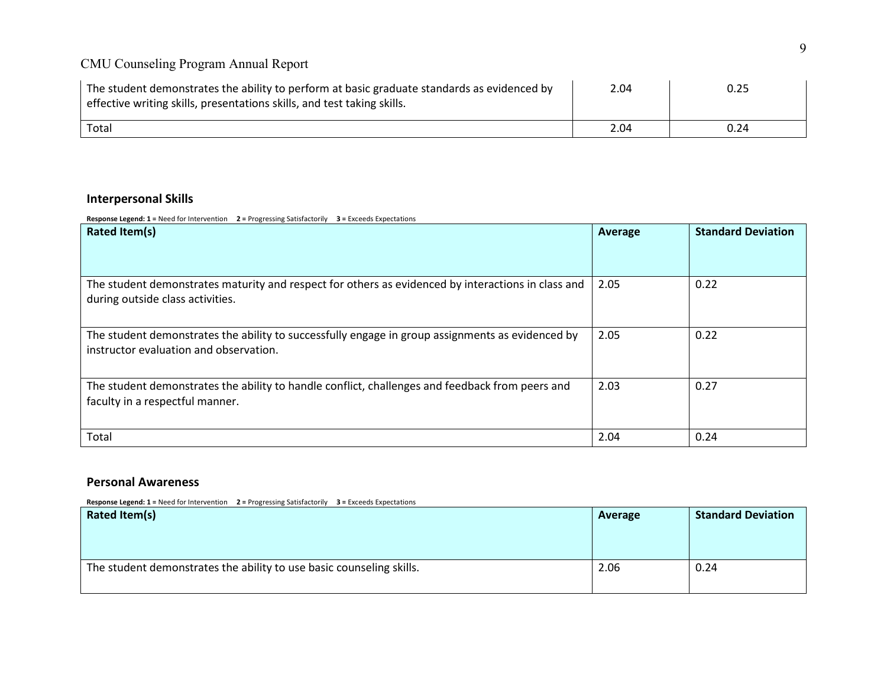| | | |
|---|---|---|
| The student demonstrates the ability to perform at basic graduate standards as evidenced by effective writing skills, presentations skills, and test taking skills. | 2.04 | 0.25 |
| Total | 2.04 | 0.24 |

## Interpersonal Skills

**Response Legend: 1 =** Need for Intervention **2 =** Progressing Satisfactorily **3 =** Exceeds Expectations

| Rated Item(s) | Average | Standard Deviation |
|---|---|---|
| The student demonstrates maturity and respect for others as evidenced by interactions in class and during outside class activities. | 2.05 | 0.22 |
| The student demonstrates the ability to successfully engage in group assignments as evidenced by instructor evaluation and observation. | 2.05 | 0.22 |
| The student demonstrates the ability to handle conflict, challenges and feedback from peers and faculty in a respectful manner. | 2.03 | 0.27 |
| Total | 2.04 | 0.24 |

## Personal Awareness

**Response Legend: 1 =** Need for Intervention **2 =** Progressing Satisfactorily **3 =** Exceeds Expectations

| Rated Item(s) | Average | Standard Deviation |
|---|---|---|
| The student demonstrates the ability to use basic counseling skills. | 2.06 | 0.24 |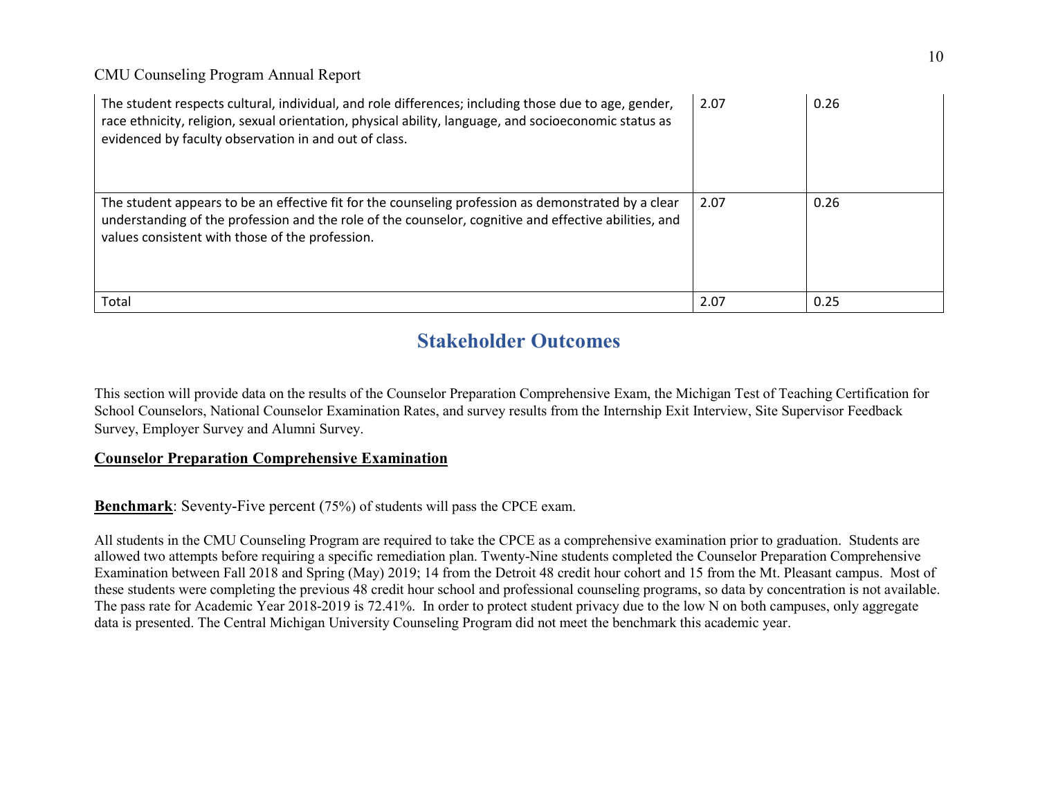| | | |
|---|---|---|
| The student respects cultural, individual, and role differences; including those due to age, gender, race ethnicity, religion, sexual orientation, physical ability, language, and socioeconomic status as evidenced by faculty observation in and out of class. | 2.07 | 0.26 |
| The student appears to be an effective fit for the counseling profession as demonstrated by a clear understanding of the profession and the role of the counselor, cognitive and effective abilities, and values consistent with those of the profession. | 2.07 | 0.26 |
| Total | 2.07 | 0.25 |

## Stakeholder Outcomes

This section will provide data on the results of the Counselor Preparation Comprehensive Exam, the Michigan Test of Teaching Certification for School Counselors, National Counselor Examination Rates, and survey results from the Internship Exit Interview, Site Supervisor Feedback Survey, Employer Survey and Alumni Survey.

### Counselor Preparation Comprehensive Examination

**Benchmark**: Seventy-Five percent (75%) of students will pass the CPCE exam.

All students in the CMU Counseling Program are required to take the CPCE as a comprehensive examination prior to graduation. Students are allowed two attempts before requiring a specific remediation plan. Twenty-Nine students completed the Counselor Preparation Comprehensive Examination between Fall 2018 and Spring (May) 2019; 14 from the Detroit 48 credit hour cohort and 15 from the Mt. Pleasant campus. Most of these students were completing the previous 48 credit hour school and professional counseling programs, so data by concentration is not available. The pass rate for Academic Year 2018-2019 is 72.41%. In order to protect student privacy due to the low N on both campuses, only aggregate data is presented. The Central Michigan University Counseling Program did not meet the benchmark this academic year.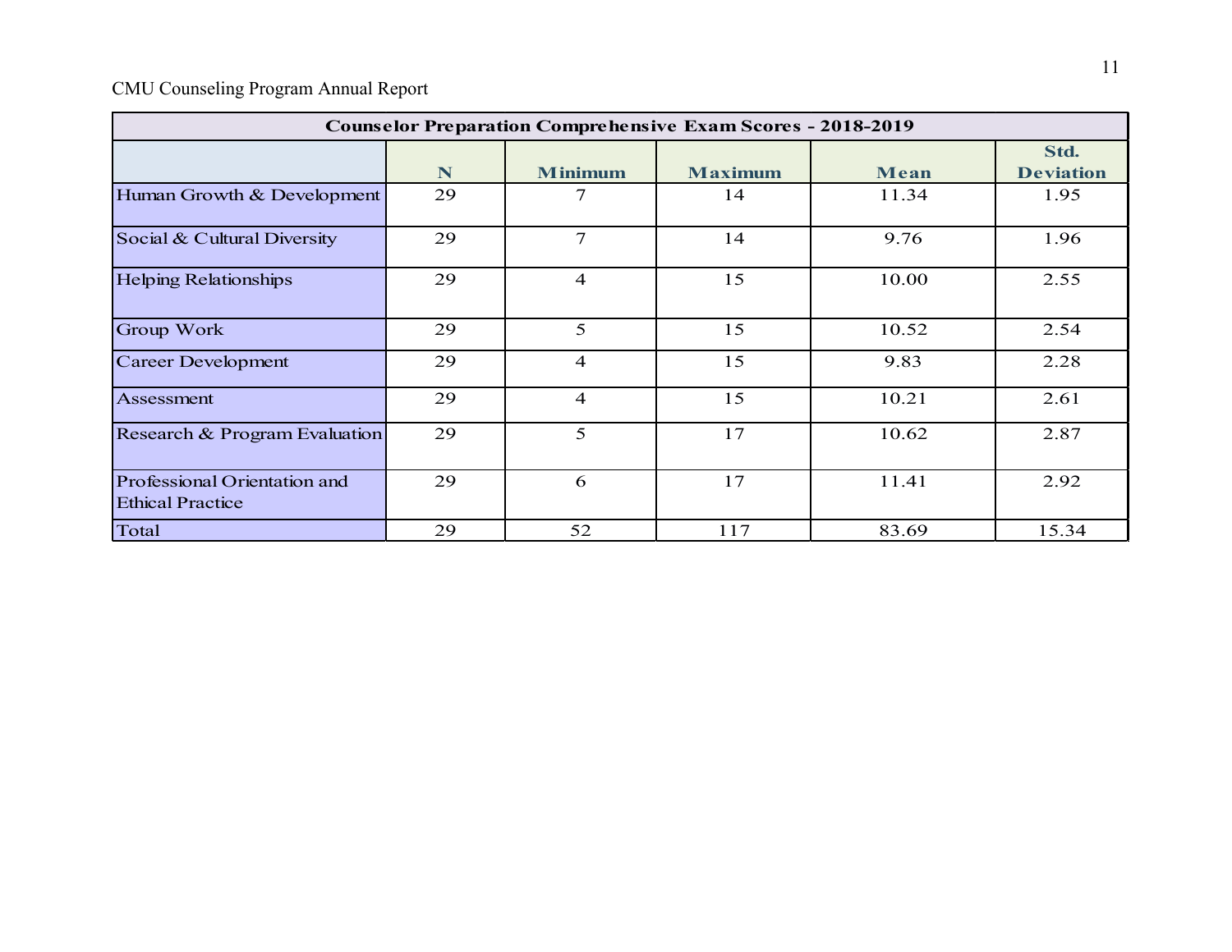| Counselor Preparation Comprehensive Exam Scores - 2018-2019 | | | | | |
|---|---|---|---|---|---|
| | N | Minimum | Maximum | Mean | Std. Deviation |
| Human Growth & Development | 29 | 7 | 14 | 11.34 | 1.95 |
| Social & Cultural Diversity | 29 | 7 | 14 | 9.76 | 1.96 |
| Helping Relationships | 29 | 4 | 15 | 10.00 | 2.55 |
| Group Work | 29 | 5 | 15 | 10.52 | 2.54 |
| Career Development | 29 | 4 | 15 | 9.83 | 2.28 |
| Assessment | 29 | 4 | 15 | 10.21 | 2.61 |
| Research & Program Evaluation | 29 | 5 | 17 | 10.62 | 2.87 |
| Professional Orientation and Ethical Practice | 29 | 6 | 17 | 11.41 | 2.92 |
| Total | 29 | 52 | 117 | 83.69 | 15.34 |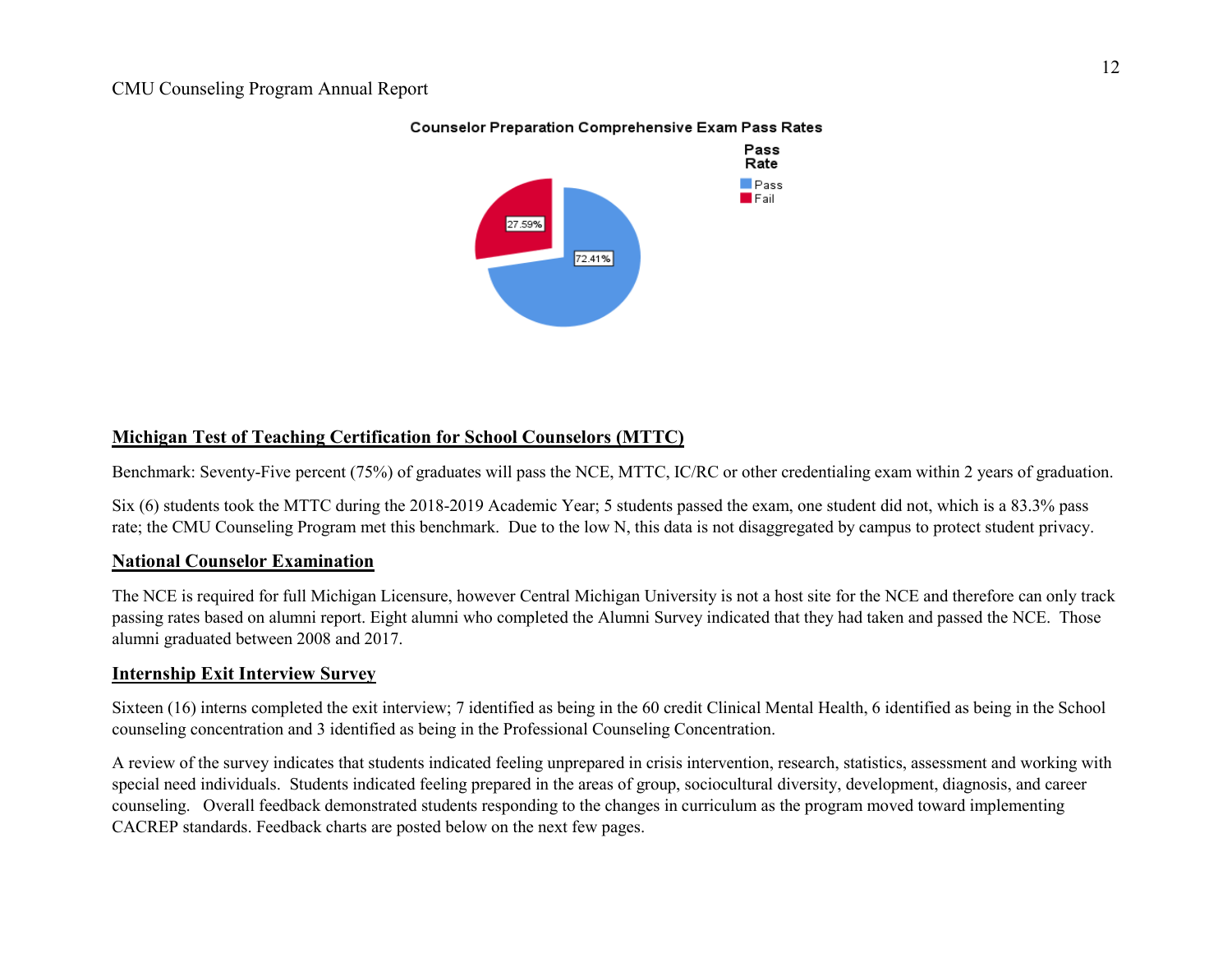**Counselor Preparation Comprehensive Exam Pass Rates**

**Pass Rate**

- Pass: 72.41%
- Fail: 27.59%

## Michigan Test of Teaching Certification for School Counselors (MTTC)

Benchmark: Seventy-Five percent (75%) of graduates will pass the NCE, MTTC, IC/RC or other credentialing exam within 2 years of graduation.

Six (6) students took the MTTC during the 2018-2019 Academic Year; 5 students passed the exam, one student did not, which is a 83.3% pass rate; the CMU Counseling Program met this benchmark. Due to the low N, this data is not disaggregated by campus to protect student privacy.

## National Counselor Examination

The NCE is required for full Michigan Licensure, however Central Michigan University is not a host site for the NCE and therefore can only track passing rates based on alumni report. Eight alumni who completed the Alumni Survey indicated that they had taken and passed the NCE. Those alumni graduated between 2008 and 2017.

## Internship Exit Interview Survey

Sixteen (16) interns completed the exit interview; 7 identified as being in the 60 credit Clinical Mental Health, 6 identified as being in the School counseling concentration and 3 identified as being in the Professional Counseling Concentration.

A review of the survey indicates that students indicated feeling unprepared in crisis intervention, research, statistics, assessment and working with special need individuals. Students indicated feeling prepared in the areas of group, sociocultural diversity, development, diagnosis, and career counseling. Overall feedback demonstrated students responding to the changes in curriculum as the program moved toward implementing CACREP standards. Feedback charts are posted below on the next few pages.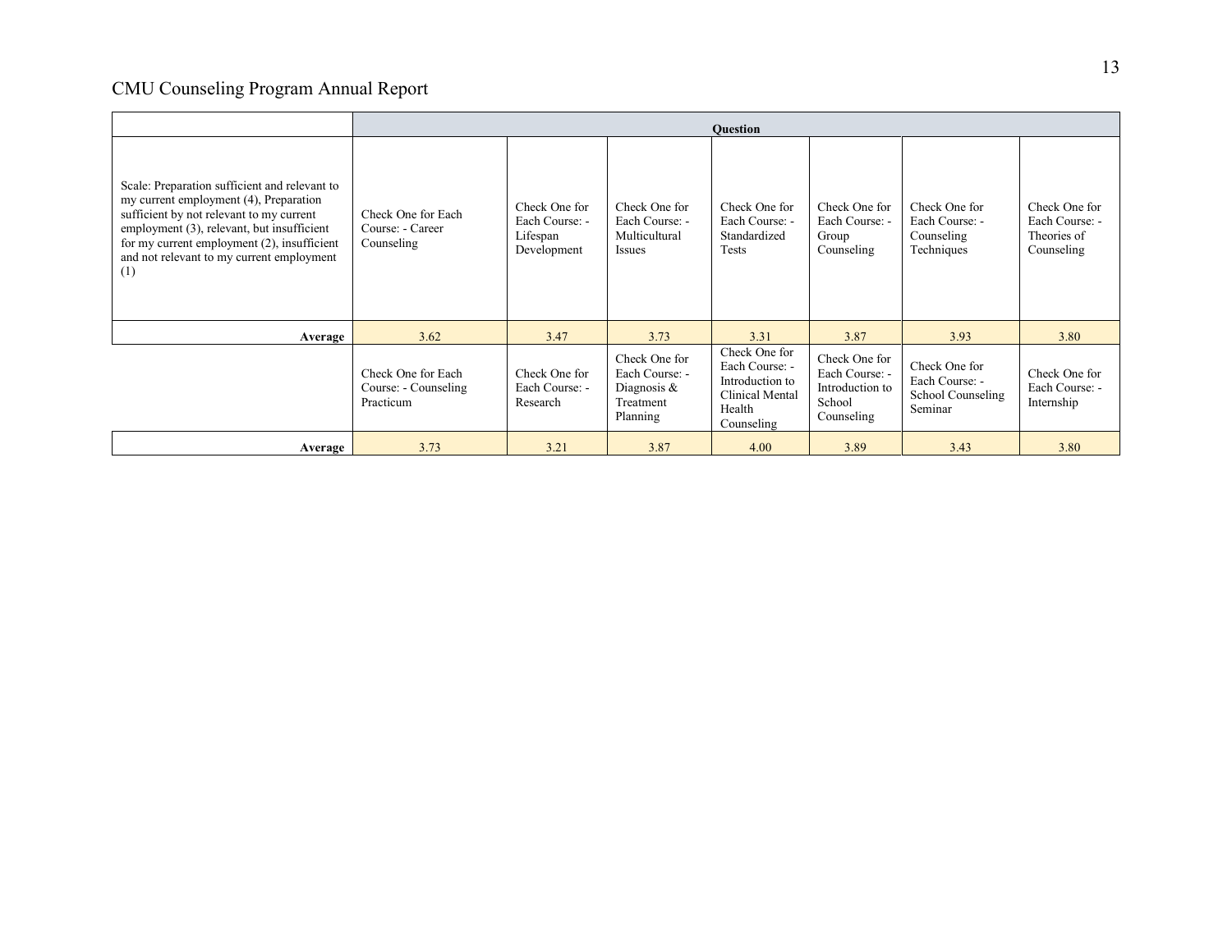| | Question | | | | | | |
|---|---|---|---|---|---|---|---|
| Scale: Preparation sufficient and relevant to my current employment (4), Preparation sufficient by not relevant to my current employment (3), relevant, but insufficient for my current employment (2), insufficient and not relevant to my current employment (1) | Check One for Each Course: - Career Counseling | Check One for Each Course: - Lifespan Development | Check One for Each Course: - Multicultural Issues | Check One for Each Course: - Standardized Tests | Check One for Each Course: - Group Counseling | Check One for Each Course: - Counseling Techniques | Check One for Each Course: - Theories of Counseling |
| **Average** | 3.62 | 3.47 | 3.73 | 3.31 | 3.87 | 3.93 | 3.80 |
| | Check One for Each Course: - Counseling Practicum | Check One for Each Course: - Research | Check One for Each Course: - Diagnosis & Treatment Planning | Check One for Each Course: - Introduction to Clinical Mental Health Counseling | Check One for Each Course: - Introduction to School Counseling | Check One for Each Course: - School Counseling Seminar | Check One for Each Course: - Internship |
| **Average** | 3.73 | 3.21 | 3.87 | 4.00 | 3.89 | 3.43 | 3.80 |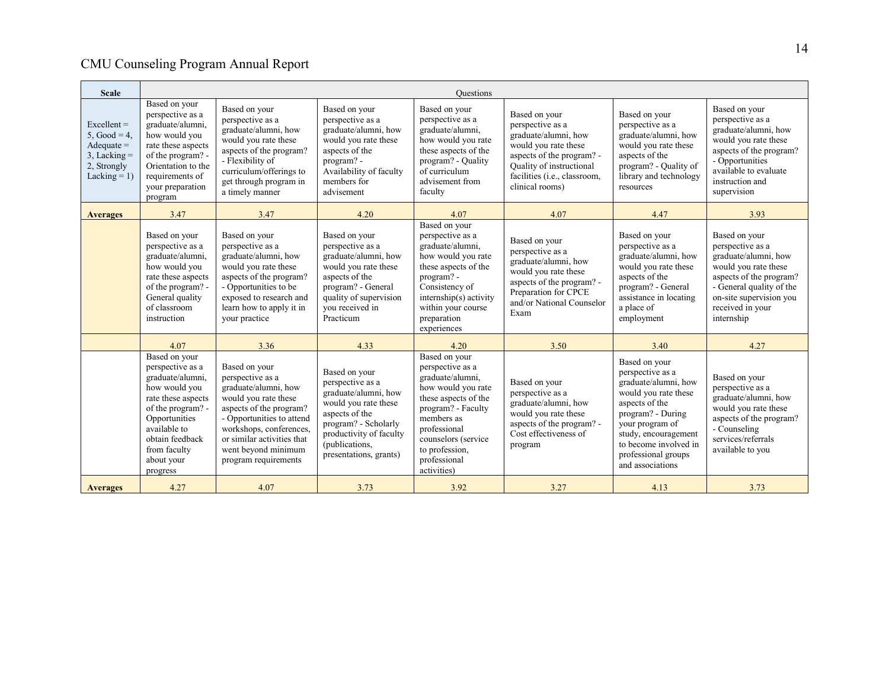| Scale | Questions | | | | | | |
|---|---|---|---|---|---|---|---|
| Excellent = 5, Good = 4, Adequate = 3, Lacking = 2, Strongly Lacking = 1) | Based on your perspective as a graduate/alumni, how would you rate these aspects of the program? - Orientation to the requirements of your preparation program | Based on your perspective as a graduate/alumni, how would you rate these aspects of the program? - Flexibility of curriculum/offerings to get through program in a timely manner | Based on your perspective as a graduate/alumni, how would you rate these aspects of the program? - Availability of faculty members for advisement | Based on your perspective as a graduate/alumni, how would you rate these aspects of the program? - Quality of curriculum advisement from faculty | Based on your perspective as a graduate/alumni, how would you rate these aspects of the program? - Quality of instructional facilities (i.e., classroom, clinical rooms) | Based on your perspective as a graduate/alumni, how would you rate these aspects of the program? - Quality of library and technology resources | Based on your perspective as a graduate/alumni, how would you rate these aspects of the program? - Opportunities available to evaluate instruction and supervision |
| **Averages** | 3.47 | 3.47 | 4.20 | 4.07 | 4.07 | 4.47 | 3.93 |
| | Based on your perspective as a graduate/alumni, how would you rate these aspects of the program? - General quality of classroom instruction | Based on your perspective as a graduate/alumni, how would you rate these aspects of the program? - Opportunities to be exposed to research and learn how to apply it in your practice | Based on your perspective as a graduate/alumni, how would you rate these aspects of the program? - General quality of supervision you received in Practicum | Based on your perspective as a graduate/alumni, how would you rate these aspects of the program? - Consistency of internship(s) activity within your course preparation experiences | Based on your perspective as a graduate/alumni, how would you rate these aspects of the program? - Preparation for CPCE and/or National Counselor Exam | Based on your perspective as a graduate/alumni, how would you rate these aspects of the program? - General assistance in locating a place of employment | Based on your perspective as a graduate/alumni, how would you rate these aspects of the program? - General quality of the on-site supervision you received in your internship |
| | 4.07 | 3.36 | 4.33 | 4.20 | 3.50 | 3.40 | 4.27 |
| | Based on your perspective as a graduate/alumni, how would you rate these aspects of the program? - Opportunities available to obtain feedback from faculty about your progress | Based on your perspective as a graduate/alumni, how would you rate these aspects of the program? - Opportunities to attend workshops, conferences, or similar activities that went beyond minimum program requirements | Based on your perspective as a graduate/alumni, how would you rate these aspects of the program? - Scholarly productivity of faculty (publications, presentations, grants) | Based on your perspective as a graduate/alumni, how would you rate these aspects of the program? - Faculty members as professional counselors (service to profession, professional activities) | Based on your perspective as a graduate/alumni, how would you rate these aspects of the program? - Cost effectiveness of program | Based on your perspective as a graduate/alumni, how would you rate these aspects of the program? - During your program of study, encouragement to become involved in professional groups and associations | Based on your perspective as a graduate/alumni, how would you rate these aspects of the program? - Counseling services/referrals available to you |
| **Averages** | 4.27 | 4.07 | 3.73 | 3.92 | 3.27 | 4.13 | 3.73 |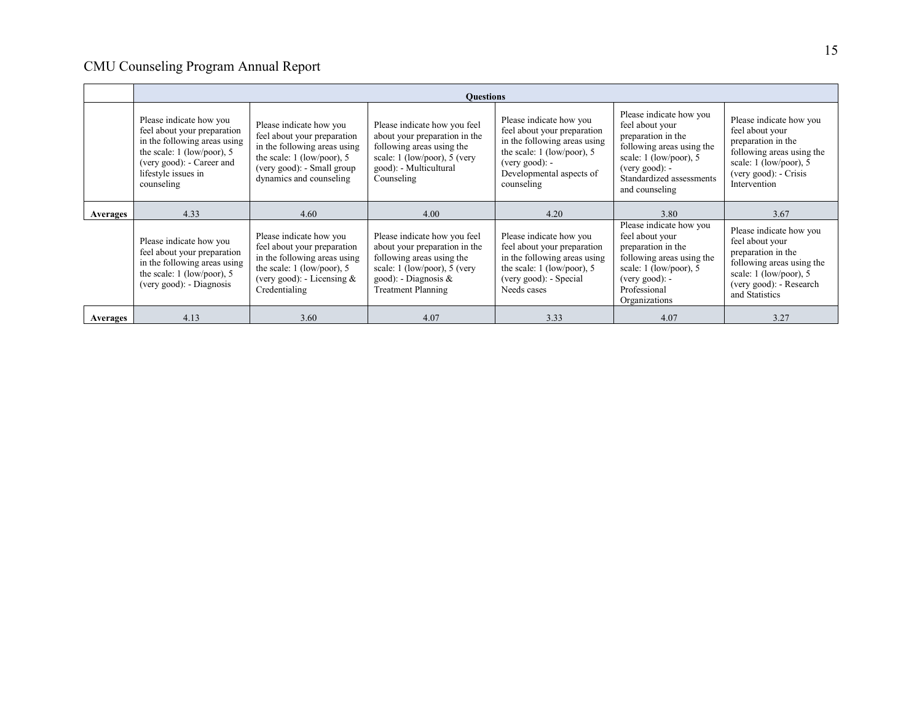| | Questions | | | | | |
|---|---|---|---|---|---|---|
| | Please indicate how you feel about your preparation in the following areas using the scale: 1 (low/poor), 5 (very good): - Career and lifestyle issues in counseling | Please indicate how you feel about your preparation in the following areas using the scale: 1 (low/poor), 5 (very good): - Small group dynamics and counseling | Please indicate how you feel about your preparation in the following areas using the scale: 1 (low/poor), 5 (very good): - Multicultural Counseling | Please indicate how you feel about your preparation in the following areas using the scale: 1 (low/poor), 5 (very good): - Developmental aspects of counseling | Please indicate how you feel about your preparation in the following areas using the scale: 1 (low/poor), 5 (very good): - Standardized assessments and counseling | Please indicate how you feel about your preparation in the following areas using the scale: 1 (low/poor), 5 (very good): - Crisis Intervention |
| **Averages** | 4.33 | 4.60 | 4.00 | 4.20 | 3.80 | 3.67 |
| | Please indicate how you feel about your preparation in the following areas using the scale: 1 (low/poor), 5 (very good): - Diagnosis | Please indicate how you feel about your preparation in the following areas using the scale: 1 (low/poor), 5 (very good): - Licensing & Credentialing | Please indicate how you feel about your preparation in the following areas using the scale: 1 (low/poor), 5 (very good): - Diagnosis & Treatment Planning | Please indicate how you feel about your preparation in the following areas using the scale: 1 (low/poor), 5 (very good): - Special Needs cases | Please indicate how you feel about your preparation in the following areas using the scale: 1 (low/poor), 5 (very good): - Professional Organizations | Please indicate how you feel about your preparation in the following areas using the scale: 1 (low/poor), 5 (very good): - Research and Statistics |
| **Averages** | 4.13 | 3.60 | 4.07 | 3.33 | 4.07 | 3.27 |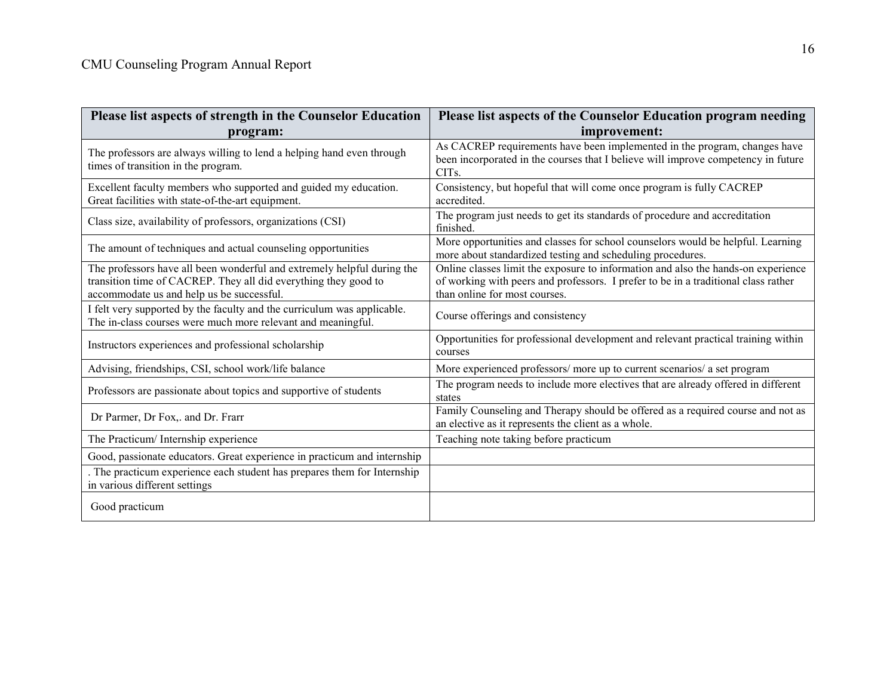| Please list aspects of strength in the Counselor Education program: | Please list aspects of the Counselor Education program needing improvement: |
|---|---|
| The professors are always willing to lend a helping hand even through times of transition in the program. | As CACREP requirements have been implemented in the program, changes have been incorporated in the courses that I believe will improve competency in future CITs. |
| Excellent faculty members who supported and guided my education. Great facilities with state-of-the-art equipment. | Consistency, but hopeful that will come once program is fully CACREP accredited. |
| Class size, availability of professors, organizations (CSI) | The program just needs to get its standards of procedure and accreditation finished. |
| The amount of techniques and actual counseling opportunities | More opportunities and classes for school counselors would be helpful. Learning more about standardized testing and scheduling procedures. |
| The professors have all been wonderful and extremely helpful during the transition time of CACREP. They all did everything they good to accommodate us and help us be successful. | Online classes limit the exposure to information and also the hands-on experience of working with peers and professors. I prefer to be in a traditional class rather than online for most courses. |
| I felt very supported by the faculty and the curriculum was applicable. The in-class courses were much more relevant and meaningful. | Course offerings and consistency |
| Instructors experiences and professional scholarship | Opportunities for professional development and relevant practical training within courses |
| Advising, friendships, CSI, school work/life balance | More experienced professors/ more up to current scenarios/ a set program |
| Professors are passionate about topics and supportive of students | The program needs to include more electives that are already offered in different states |
| Dr Parmer, Dr Fox,. and Dr. Frarr | Family Counseling and Therapy should be offered as a required course and not as an elective as it represents the client as a whole. |
| The Practicum/ Internship experience | Teaching note taking before practicum |
| Good, passionate educators. Great experience in practicum and internship | |
| . The practicum experience each student has prepares them for Internship in various different settings | |
| Good practicum | |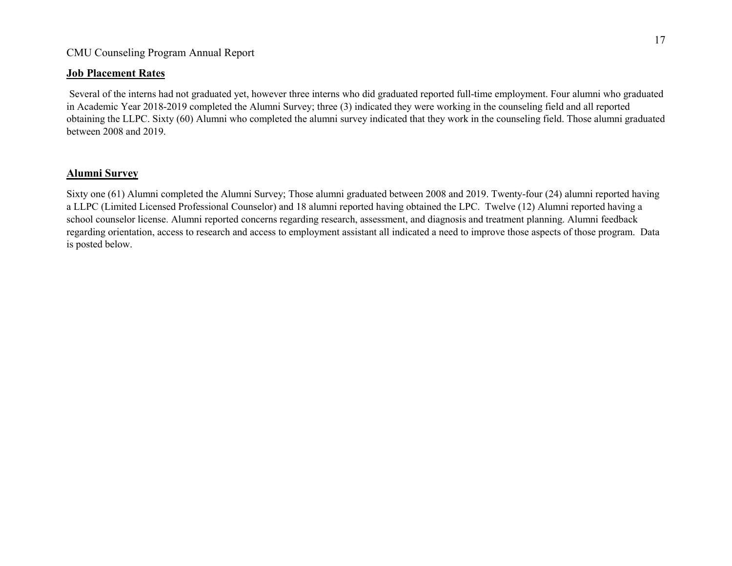## Job Placement Rates

Several of the interns had not graduated yet, however three interns who did graduated reported full-time employment. Four alumni who graduated in Academic Year 2018-2019 completed the Alumni Survey; three (3) indicated they were working in the counseling field and all reported obtaining the LLPC. Sixty (60) Alumni who completed the alumni survey indicated that they work in the counseling field. Those alumni graduated between 2008 and 2019.

## Alumni Survey

Sixty one (61) Alumni completed the Alumni Survey; Those alumni graduated between 2008 and 2019. Twenty-four (24) alumni reported having a LLPC (Limited Licensed Professional Counselor) and 18 alumni reported having obtained the LPC. Twelve (12) Alumni reported having a school counselor license. Alumni reported concerns regarding research, assessment, and diagnosis and treatment planning. Alumni feedback regarding orientation, access to research and access to employment assistant all indicated a need to improve those aspects of those program. Data is posted below.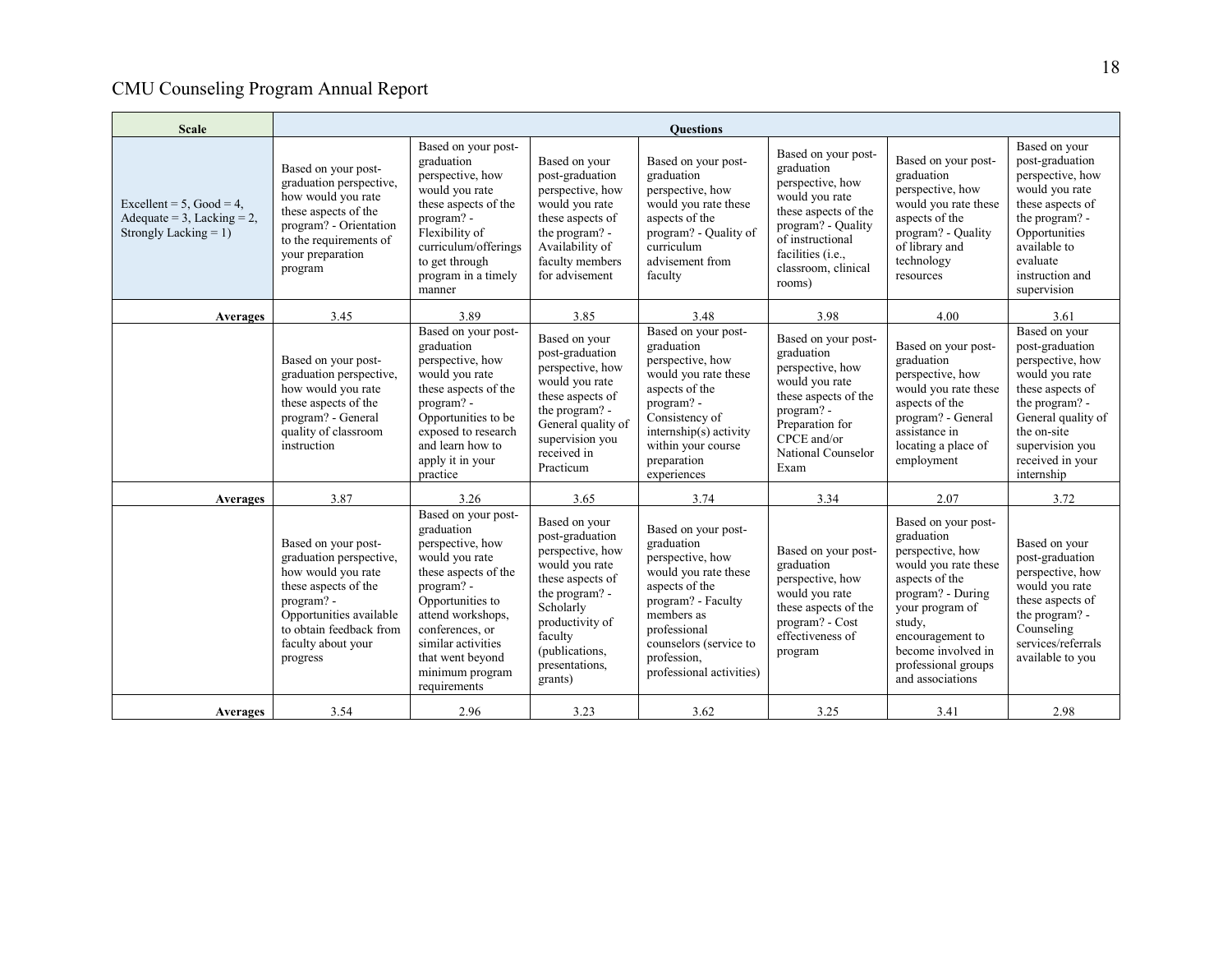| Scale | Questions | | | | | | |
|---|---|---|---|---|---|---|---|
| Excellent = 5, Good = 4, Adequate = 3, Lacking = 2, Strongly Lacking = 1) | Based on your post-graduation perspective, how would you rate these aspects of the program? - Orientation to the requirements of your preparation program | Based on your post-graduation perspective, how would you rate these aspects of the program? - Flexibility of curriculum/offerings to get through program in a timely manner | Based on your post-graduation perspective, how would you rate these aspects of the program? - Availability of faculty members for advisement | Based on your post-graduation perspective, how would you rate these aspects of the program? - Quality of curriculum advisement from faculty | Based on your post-graduation perspective, how would you rate these aspects of the program? - Quality of instructional facilities (i.e., classroom, clinical rooms) | Based on your post-graduation perspective, how would you rate these aspects of the program? - Quality of library and technology resources | Based on your post-graduation perspective, how would you rate these aspects of the program? - Opportunities available to evaluate instruction and supervision |
| **Averages** | 3.45 | 3.89 | 3.85 | 3.48 | 3.98 | 4.00 | 3.61 |
| | Based on your post-graduation perspective, how would you rate these aspects of the program? - General quality of classroom instruction | Based on your post-graduation perspective, how would you rate these aspects of the program? - Opportunities to be exposed to research and learn how to apply it in your practice | Based on your post-graduation perspective, how would you rate these aspects of the program? - General quality of supervision you received in Practicum | Based on your post-graduation perspective, how would you rate these aspects of the program? - Consistency of internship(s) activity within your course preparation experiences | Based on your post-graduation perspective, how would you rate these aspects of the program? - Preparation for CPCE and/or National Counselor Exam | Based on your post-graduation perspective, how would you rate these aspects of the program? - General assistance in locating a place of employment | Based on your post-graduation perspective, how would you rate these aspects of the program? - General quality of the on-site supervision you received in your internship |
| **Averages** | 3.87 | 3.26 | 3.65 | 3.74 | 3.34 | 2.07 | 3.72 |
| | Based on your post-graduation perspective, how would you rate these aspects of the program? - Opportunities available to obtain feedback from faculty about your progress | Based on your post-graduation perspective, how would you rate these aspects of the program? - Opportunities to attend workshops, conferences, or similar activities that went beyond minimum program requirements | Based on your post-graduation perspective, how would you rate these aspects of the program? - Scholarly productivity of faculty (publications, presentations, grants) | Based on your post-graduation perspective, how would you rate these aspects of the program? - Faculty members as professional counselors (service to profession, professional activities) | Based on your post-graduation perspective, how would you rate these aspects of the program? - Cost effectiveness of program | Based on your post-graduation perspective, how would you rate these aspects of the program? - During your program of study, encouragement to become involved in professional groups and associations | Based on your post-graduation perspective, how would you rate these aspects of the program? - Counseling services/referrals available to you |
| **Averages** | 3.54 | 2.96 | 3.23 | 3.62 | 3.25 | 3.41 | 2.98 |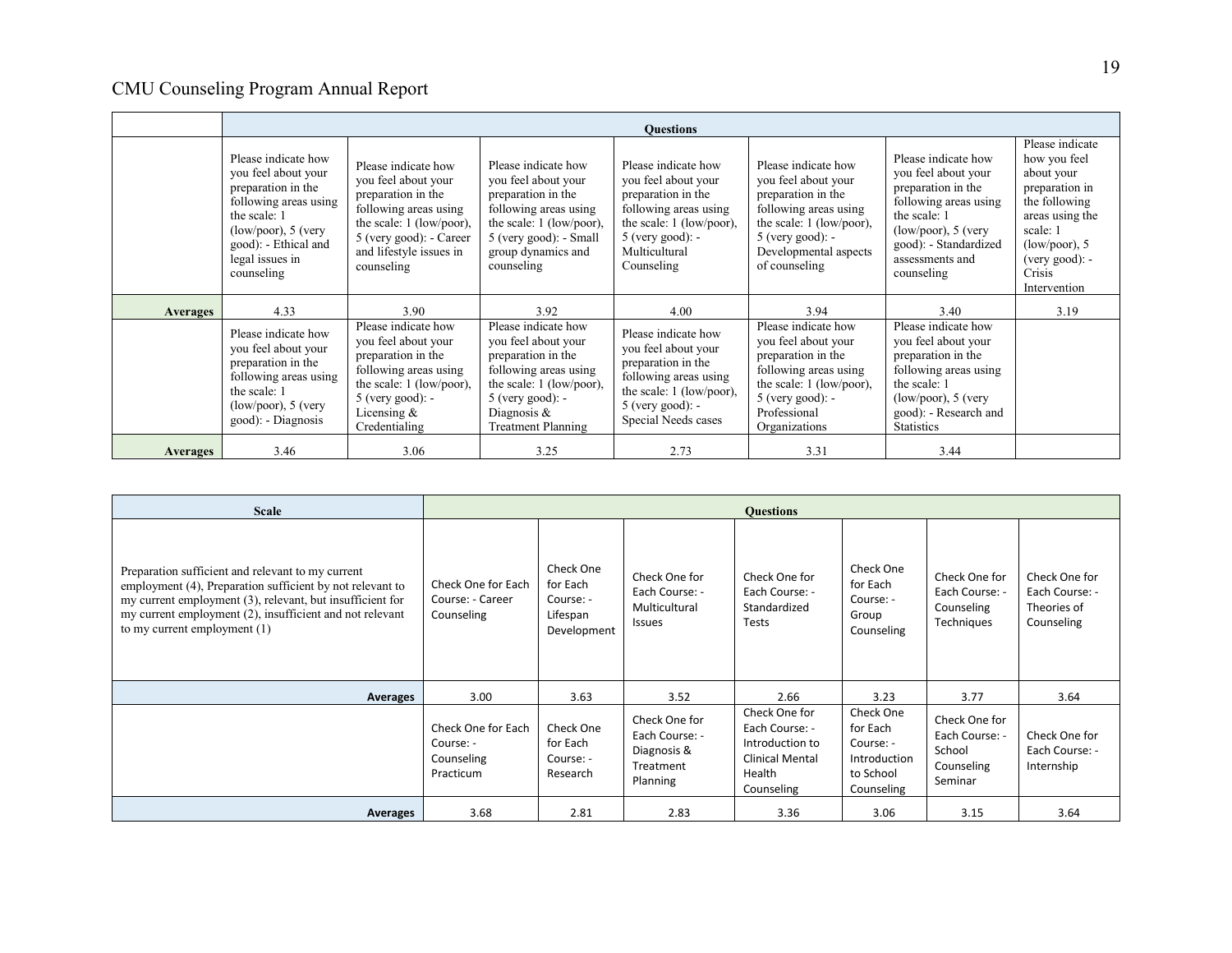| | Questions | | | | | | |
|---|---|---|---|---|---|---|---|
| | Please indicate how you feel about your preparation in the following areas using the scale: 1 (low/poor), 5 (very good): - Ethical and legal issues in counseling | Please indicate how you feel about your preparation in the following areas using the scale: 1 (low/poor), 5 (very good): - Career and lifestyle issues in counseling | Please indicate how you feel about your preparation in the following areas using the scale: 1 (low/poor), 5 (very good): - Small group dynamics and counseling | Please indicate how you feel about your preparation in the following areas using the scale: 1 (low/poor), 5 (very good): - Multicultural Counseling | Please indicate how you feel about your preparation in the following areas using the scale: 1 (low/poor), 5 (very good): - Developmental aspects of counseling | Please indicate how you feel about your preparation in the following areas using the scale: 1 (low/poor), 5 (very good): - Standardized assessments and counseling | Please indicate how you feel about your preparation in the following areas using the scale: 1 (low/poor), 5 (very good): - Crisis Intervention |
| **Averages** | 4.33 | 3.90 | 3.92 | 4.00 | 3.94 | 3.40 | 3.19 |
| | Please indicate how you feel about your preparation in the following areas using the scale: 1 (low/poor), 5 (very good): - Diagnosis | Please indicate how you feel about your preparation in the following areas using the scale: 1 (low/poor), 5 (very good): - Licensing & Credentialing | Please indicate how you feel about your preparation in the following areas using the scale: 1 (low/poor), 5 (very good): - Diagnosis & Treatment Planning | Please indicate how you feel about your preparation in the following areas using the scale: 1 (low/poor), 5 (very good): - Special Needs cases | Please indicate how you feel about your preparation in the following areas using the scale: 1 (low/poor), 5 (very good): - Professional Organizations | Please indicate how you feel about your preparation in the following areas using the scale: 1 (low/poor), 5 (very good): - Research and Statistics | |
| **Averages** | 3.46 | 3.06 | 3.25 | 2.73 | 3.31 | 3.44 | |

| Scale | Questions | | | | | | |
|---|---|---|---|---|---|---|---|
| Preparation sufficient and relevant to my current employment (4), Preparation sufficient by not relevant to my current employment (3), relevant, but insufficient for my current employment (2), insufficient and not relevant to my current employment (1) | Check One for Each Course: - Career Counseling | Check One for Each Course: - Lifespan Development | Check One for Each Course: - Multicultural Issues | Check One for Each Course: - Standardized Tests | Check One for Each Course: - Group Counseling | Check One for Each Course: - Counseling Techniques | Check One for Each Course: - Theories of Counseling |
| **Averages** | 3.00 | 3.63 | 3.52 | 2.66 | 3.23 | 3.77 | 3.64 |
| | Check One for Each Course: - Counseling Practicum | Check One for Each Course: - Research | Check One for Each Course: - Diagnosis & Treatment Planning | Check One for Each Course: - Introduction to Clinical Mental Health Counseling | Check One for Each Course: - Introduction to School Counseling | Check One for Each Course: - School Counseling Seminar | Check One for Each Course: - Internship |
| **Averages** | 3.68 | 2.81 | 2.83 | 3.36 | 3.06 | 3.15 | 3.64 |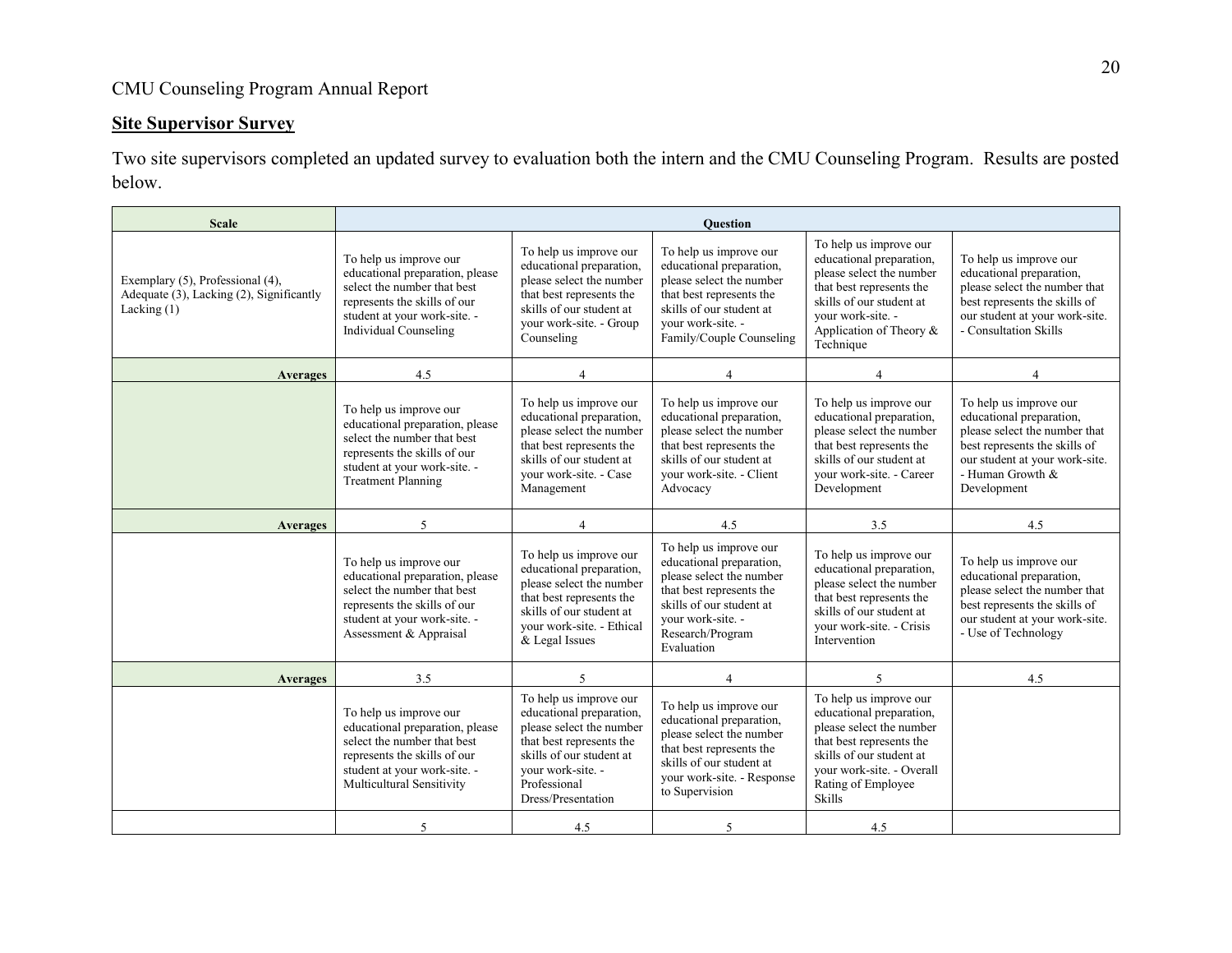CMU Counseling Program Annual Report

## Site Supervisor Survey

Two site supervisors completed an updated survey to evaluation both the intern and the CMU Counseling Program. Results are posted below.

| Scale | Question | | | | |
|---|---|---|---|---|---|
| Exemplary (5), Professional (4), Adequate (3), Lacking (2), Significantly Lacking (1) | To help us improve our educational preparation, please select the number that best represents the skills of our student at your work-site. - Individual Counseling | To help us improve our educational preparation, please select the number that best represents the skills of our student at your work-site. - Group Counseling | To help us improve our educational preparation, please select the number that best represents the skills of our student at your work-site. - Family/Couple Counseling | To help us improve our educational preparation, please select the number that best represents the skills of our student at your work-site. - Application of Theory & Technique | To help us improve our educational preparation, please select the number that best represents the skills of our student at your work-site. - Consultation Skills |
| **Averages** | 4.5 | 4 | 4 | 4 | 4 |
| | To help us improve our educational preparation, please select the number that best represents the skills of our student at your work-site. - Treatment Planning | To help us improve our educational preparation, please select the number that best represents the skills of our student at your work-site. - Case Management | To help us improve our educational preparation, please select the number that best represents the skills of our student at your work-site. - Client Advocacy | To help us improve our educational preparation, please select the number that best represents the skills of our student at your work-site. - Career Development | To help us improve our educational preparation, please select the number that best represents the skills of our student at your work-site. - Human Growth & Development |
| **Averages** | 5 | 4 | 4.5 | 3.5 | 4.5 |
| | To help us improve our educational preparation, please select the number that best represents the skills of our student at your work-site. - Assessment & Appraisal | To help us improve our educational preparation, please select the number that best represents the skills of our student at your work-site. - Ethical & Legal Issues | To help us improve our educational preparation, please select the number that best represents the skills of our student at your work-site. - Research/Program Evaluation | To help us improve our educational preparation, please select the number that best represents the skills of our student at your work-site. - Crisis Intervention | To help us improve our educational preparation, please select the number that best represents the skills of our student at your work-site. - Use of Technology |
| **Averages** | 3.5 | 5 | 4 | 5 | 4.5 |
| | To help us improve our educational preparation, please select the number that best represents the skills of our student at your work-site. - Multicultural Sensitivity | To help us improve our educational preparation, please select the number that best represents the skills of our student at your work-site. - Professional Dress/Presentation | To help us improve our educational preparation, please select the number that best represents the skills of our student at your work-site. - Response to Supervision | To help us improve our educational preparation, please select the number that best represents the skills of our student at your work-site. - Overall Rating of Employee Skills | |
| | 5 | 4.5 | 5 | 4.5 | |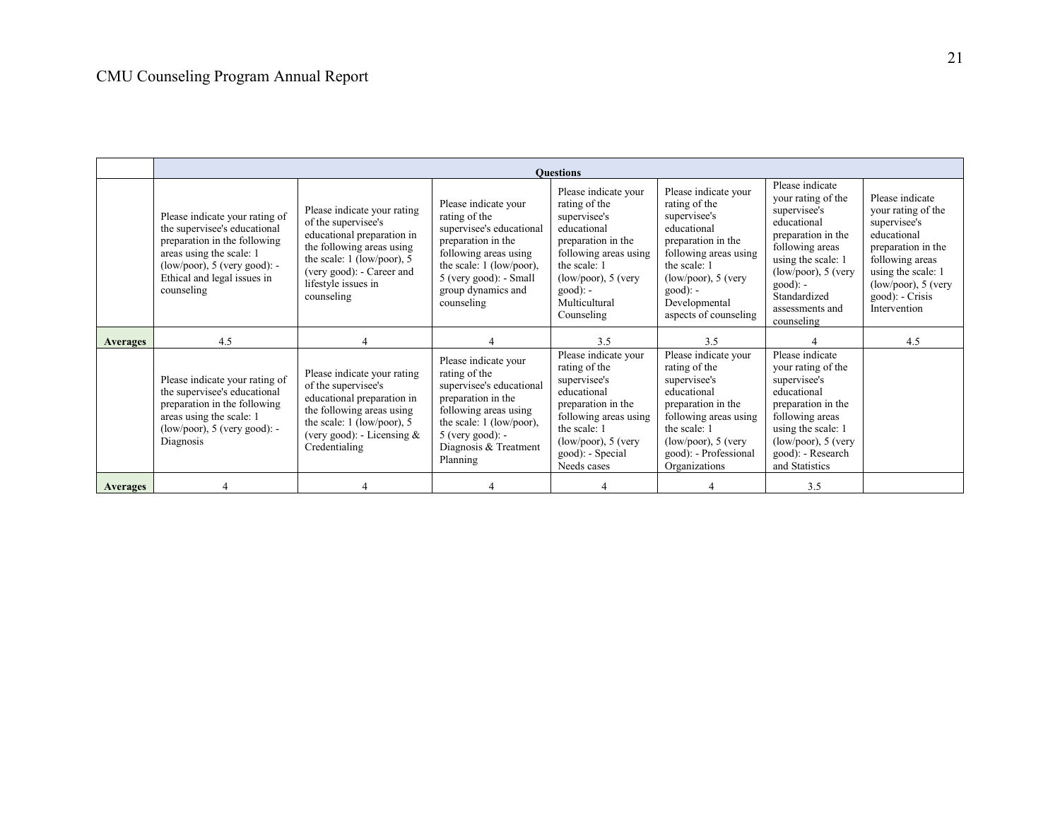| | Questions | | | | | | |
|---|---|---|---|---|---|---|---|
| | Please indicate your rating of the supervisee's educational preparation in the following areas using the scale: 1 (low/poor), 5 (very good): - Ethical and legal issues in counseling | Please indicate your rating of the supervisee's educational preparation in the following areas using the scale: 1 (low/poor), 5 (very good): - Career and lifestyle issues in counseling | Please indicate your rating of the supervisee's educational preparation in the following areas using the scale: 1 (low/poor), 5 (very good): - Small group dynamics and counseling | Please indicate your rating of the supervisee's educational preparation in the following areas using the scale: 1 (low/poor), 5 (very good): - Multicultural Counseling | Please indicate your rating of the supervisee's educational preparation in the following areas using the scale: 1 (low/poor), 5 (very good): - Developmental aspects of counseling | Please indicate your rating of the supervisee's educational preparation in the following areas using the scale: 1 (low/poor), 5 (very good): - Standardized assessments and counseling | Please indicate your rating of the supervisee's educational preparation in the following areas using the scale: 1 (low/poor), 5 (very good): - Crisis Intervention |
| **Averages** | 4.5 | 4 | 4 | 3.5 | 3.5 | 4 | 4.5 |
| | Please indicate your rating of the supervisee's educational preparation in the following areas using the scale: 1 (low/poor), 5 (very good): - Diagnosis | Please indicate your rating of the supervisee's educational preparation in the following areas using the scale: 1 (low/poor), 5 (very good): - Licensing & Credentialing | Please indicate your rating of the supervisee's educational preparation in the following areas using the scale: 1 (low/poor), 5 (very good): - Diagnosis & Treatment Planning | Please indicate your rating of the supervisee's educational preparation in the following areas using the scale: 1 (low/poor), 5 (very good): - Special Needs cases | Please indicate your rating of the supervisee's educational preparation in the following areas using the scale: 1 (low/poor), 5 (very good): - Professional Organizations | Please indicate your rating of the supervisee's educational preparation in the following areas using the scale: 1 (low/poor), 5 (very good): - Research and Statistics | |
| **Averages** | 4 | 4 | 4 | 4 | 4 | 3.5 | |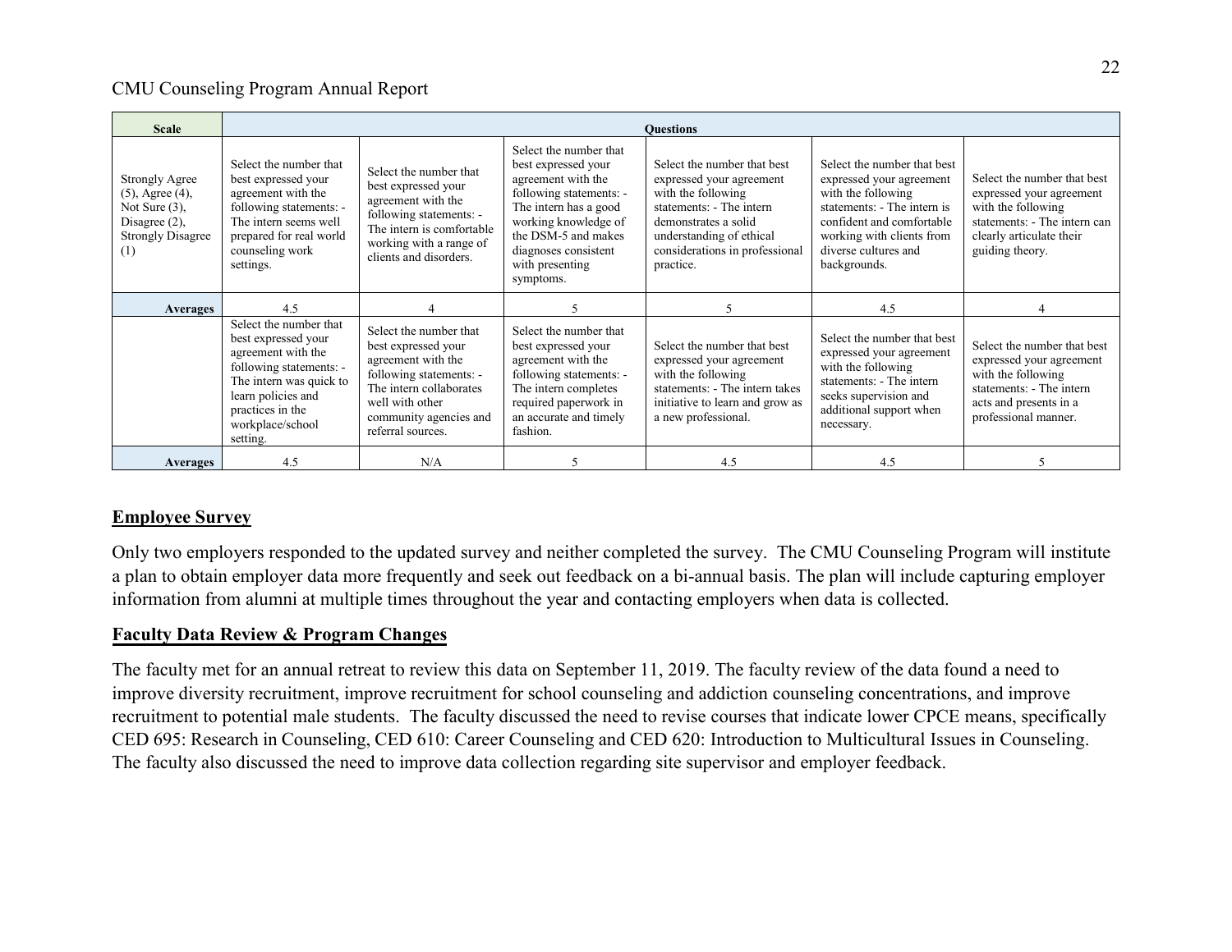| Scale | Questions | | | | | |
|---|---|---|---|---|---|---|
| Strongly Agree (5), Agree (4), Not Sure (3), Disagree (2), Strongly Disagree (1) | Select the number that best expressed your agreement with the following statements: - The intern seems well prepared for real world counseling work settings. | Select the number that best expressed your agreement with the following statements: - The intern is comfortable working with a range of clients and disorders. | Select the number that best expressed your agreement with the following statements: - The intern has a good working knowledge of the DSM-5 and makes diagnoses consistent with presenting symptoms. | Select the number that best expressed your agreement with the following statements: - The intern demonstrates a solid understanding of ethical considerations in professional practice. | Select the number that best expressed your agreement with the following statements: - The intern is confident and comfortable working with clients from diverse cultures and backgrounds. | Select the number that best expressed your agreement with the following statements: - The intern can clearly articulate their guiding theory. |
| **Averages** | 4.5 | 4 | 5 | 5 | 4.5 | 4 |
| | Select the number that best expressed your agreement with the following statements: - The intern was quick to learn policies and practices in the workplace/school setting. | Select the number that best expressed your agreement with the following statements: - The intern collaborates well with other community agencies and referral sources. | Select the number that best expressed your agreement with the following statements: - The intern completes required paperwork in an accurate and timely fashion. | Select the number that best expressed your agreement with the following statements: - The intern takes initiative to learn and grow as a new professional. | Select the number that best expressed your agreement with the following statements: - The intern seeks supervision and additional support when necessary. | Select the number that best expressed your agreement with the following statements: - The intern acts and presents in a professional manner. |
| **Averages** | 4.5 | N/A | 5 | 4.5 | 4.5 | 5 |

## Employee Survey

Only two employers responded to the updated survey and neither completed the survey. The CMU Counseling Program will institute a plan to obtain employer data more frequently and seek out feedback on a bi-annual basis. The plan will include capturing employer information from alumni at multiple times throughout the year and contacting employers when data is collected.

## Faculty Data Review & Program Changes

The faculty met for an annual retreat to review this data on September 11, 2019. The faculty review of the data found a need to improve diversity recruitment, improve recruitment for school counseling and addiction counseling concentrations, and improve recruitment to potential male students. The faculty discussed the need to revise courses that indicate lower CPCE means, specifically CED 695: Research in Counseling, CED 610: Career Counseling and CED 620: Introduction to Multicultural Issues in Counseling. The faculty also discussed the need to improve data collection regarding site supervisor and employer feedback.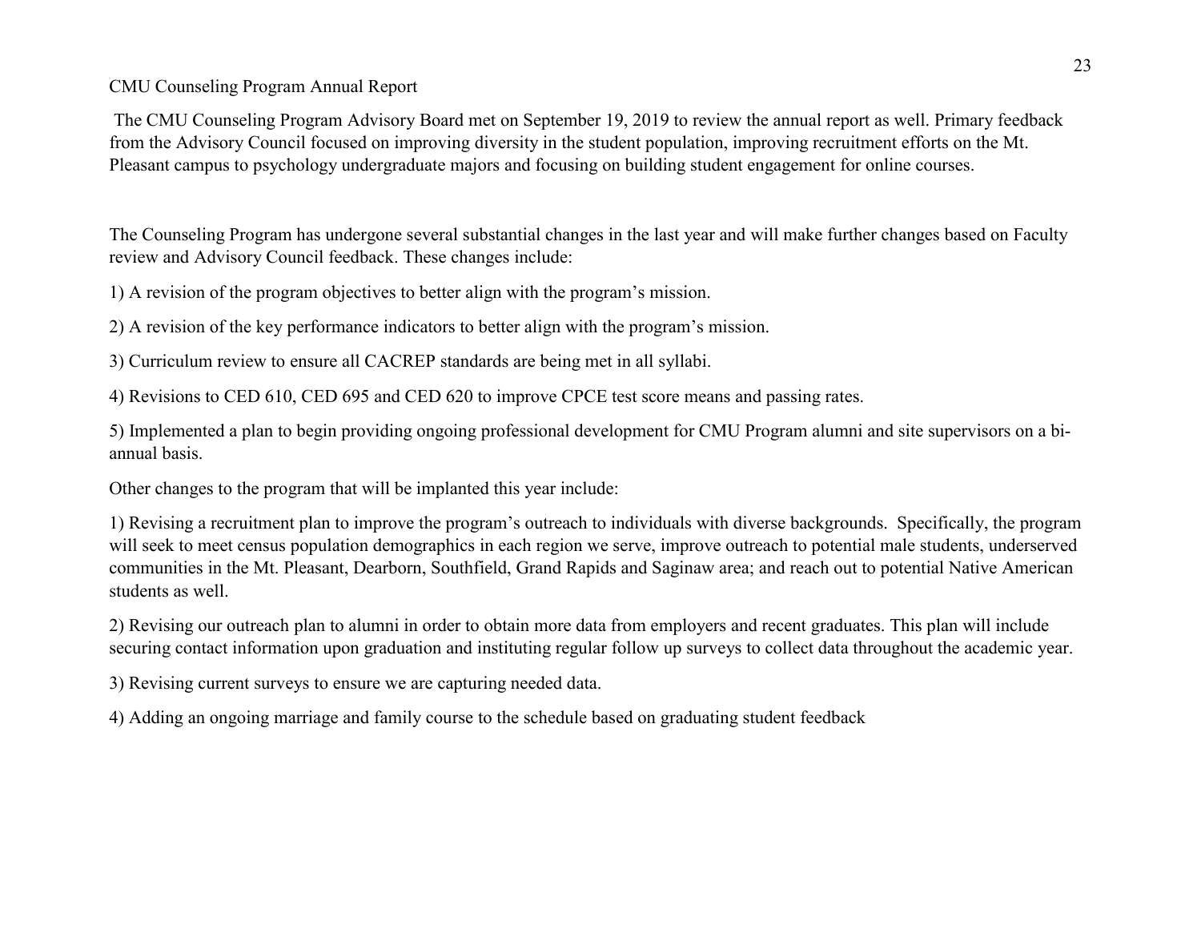The CMU Counseling Program Advisory Board met on September 19, 2019 to review the annual report as well. Primary feedback from the Advisory Council focused on improving diversity in the student population, improving recruitment efforts on the Mt. Pleasant campus to psychology undergraduate majors and focusing on building student engagement for online courses.

The Counseling Program has undergone several substantial changes in the last year and will make further changes based on Faculty review and Advisory Council feedback. These changes include:

1) A revision of the program objectives to better align with the program's mission.

2) A revision of the key performance indicators to better align with the program's mission.

3) Curriculum review to ensure all CACREP standards are being met in all syllabi.

4) Revisions to CED 610, CED 695 and CED 620 to improve CPCE test score means and passing rates.

5) Implemented a plan to begin providing ongoing professional development for CMU Program alumni and site supervisors on a bi-annual basis.

Other changes to the program that will be implanted this year include:

1) Revising a recruitment plan to improve the program's outreach to individuals with diverse backgrounds. Specifically, the program will seek to meet census population demographics in each region we serve, improve outreach to potential male students, underserved communities in the Mt. Pleasant, Dearborn, Southfield, Grand Rapids and Saginaw area; and reach out to potential Native American students as well.

2) Revising our outreach plan to alumni in order to obtain more data from employers and recent graduates. This plan will include securing contact information upon graduation and instituting regular follow up surveys to collect data throughout the academic year.

3) Revising current surveys to ensure we are capturing needed data.

4) Adding an ongoing marriage and family course to the schedule based on graduating student feedback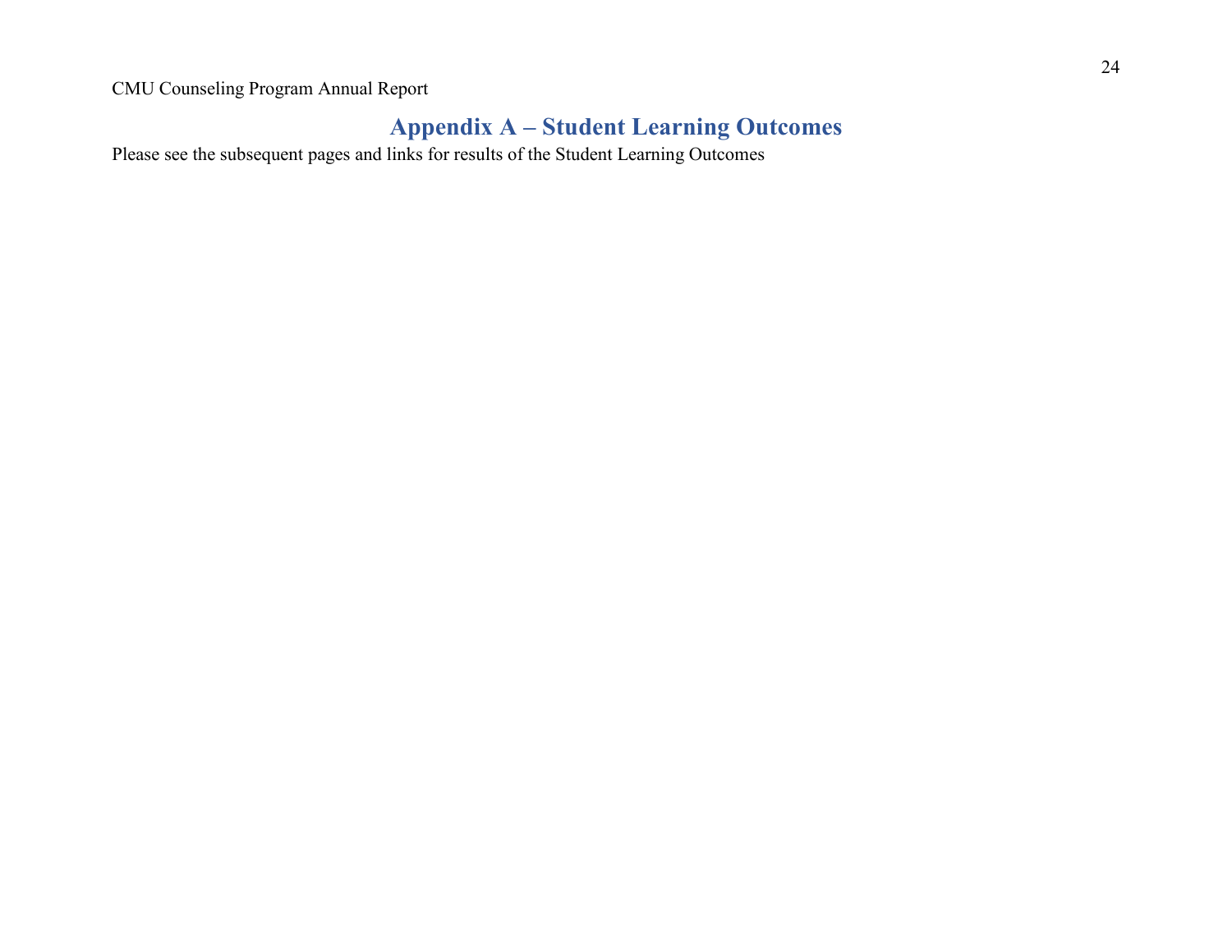# Appendix A – Student Learning Outcomes

Please see the subsequent pages and links for results of the Student Learning Outcomes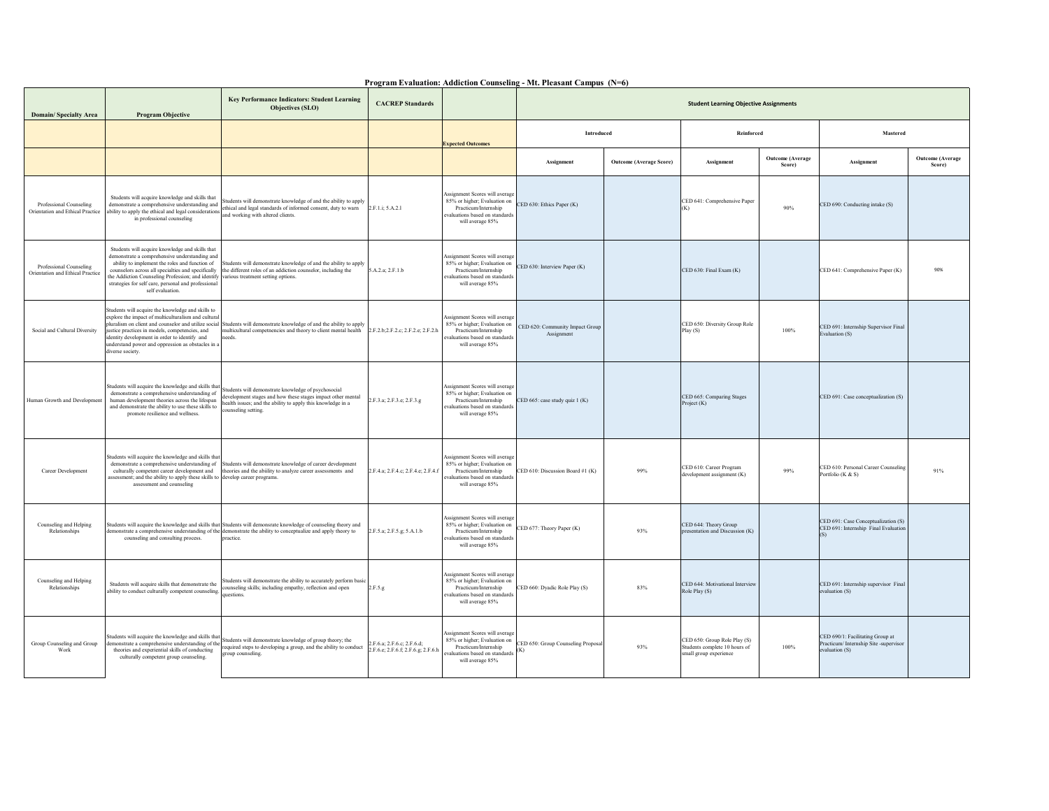**Program Evaluation: Addiction Counseling - Mt. Pleasant Campus (N=6)**

| Domain/ Specialty Area | Program Objective | Key Performance Indicators: Student Learning Objectives (SLO) | CACREP Standards | | Student Learning Objective Assignments | | | | | |
|---|---|---|---|---|---|---|---|---|---|---|
| | | | | Expected Outcomes | Introduced | | Reinforced | | Mastered | |
| | | | | | Assignment | Outcome (Average Score) | Assignment | Outcome (Average Score) | Assignment | Outcome (Average Score) |
| Professional Counseling Orientation and Ethical Practice | Students will acquire knowledge and skills that demonstrate a comprehensive understanding and ability to apply the ethical and legal considerations in professional counseling | Students will demonstrate knowledge of and the ability to apply ethical and legal standards of informed consent, duty to warn and working with altered clients. | 2.F.1.i; 5.A.2.l | Assignment Scores will average 85% or higher; Evaluation on Practicum/Internship evaluations based on standards will average 85% | CED 630: Ethics Paper (K) | | CED 641: Comprehensive Paper (K) | 90% | CED 690: Conducting intake (S) | |
| Professional Counseling Orientation and Ethical Practice | Students will acquire knowledge and skills that demonstrate a comprehensive understanding and ability to implement the roles and function of counselors across all specialties and specifically the Addiction Counseling Profession; and identify strategies for self care, personal and professional self evaluation. | Students will demonstrate knowledge of and the ability to apply the different roles of an addiction counselor, including the various treatment setting options. | 5.A.2.a; 2.F.1.b | Assignment Scores will average 85% or higher; Evaluation on Practicum/Internship evaluations based on standards will average 85% | CED 630: Interview Paper (K) | | CED 630: Final Exam (K) | | CED 641: Comprehensive Paper (K) | 90% |
| Social and Cultural Diversity | Students will acquire the knowledge and skills to explore the impact of multiculturalism and cultural pluralism on client and counselor and utilize social justice practices in models, competencies, and identity development in order to identify and understand power and oppression as obstacles in a diverse society. | Students will demonstrate knowledge of and the ability to apply multicultural competencies and theory to client mental health needs. | 2.F.2.b;2.F.2.c; 2.F.2.e; 2.F.2.h | Assignment Scores will average 85% or higher; Evaluation on Practicum/Internship evaluations based on standards will average 85% | CED 620: Community Impact Group Assignment | | CED 650: Diversity Group Role Play (S) | 100% | CED 691: Internship Supervisor Final Evaluation (S) | |
| Human Growth and Development | Students will acquire the knowledge and skills that demonstrate a comprehensive understanding of human development theories across the lifespan and demonstrate the ability to use these skills to promote resilience and wellness. | Students will demonstrate knowledge of psychosocial development stages and how these stages impact other mental health issues; and the ability to apply this knowledge in a counseling setting. | 2.F.3.a; 2.F.3.e; 2.F.3.g | Assignment Scores will average 85% or higher; Evaluation on Practicum/Internship evaluations based on standards will average 85% | CED 665: case study quiz 1 (K) | | CED 665: Comparing Stages Project (K) | | CED 691: Case conceptualization (S) | |
| Career Development | Students will acquire the knowledge and skills that demonstrate a comprehensive understanding of culturally competent career development and assessment; and the ability to apply these skills to assessment and counseling | Students will demonstrate knowledge of career development theories and the ability to analyze career assessments and develop career programs. | 2.F.4.a; 2.F.4.c; 2.F.4.e; 2.F.4.f | Assignment Scores will average 85% or higher; Evaluation on Practicum/Internship evaluations based on standards will average 85% | CED 610: Discussion Board #1 (K) | 99% | CED 610: Career Program development assignment (K) | 99% | CED 610: Personal Career Counseling Portfolio (K & S) | 91% |
| Counseling and Helping Relationships | Students will acquire the knowledge and skills that demonstrate a comprehensive understanding of the counseling and consulting process. | Students will demonsrate knowledge of counseling theory and demonstrate the ability to conceptualize and apply theory to practice. | 2.F.5.a; 2.F.5.g; 5.A.1.b | Assignment Scores will average 85% or higher; Evaluation on Practicum/Internship evaluations based on standards will average 85% | CED 677: Theory Paper (K) | 93% | CED 644: Theory Group presentation and Discussion (K) | | CED 691: Case Conceptualization (S) CED 691: Internship Final Evaluation (S) | |
| Counseling and Helping Relationships | Students will acquire skills that demonstrate the ability to conduct culturally competent counseling. | Students will demonstrate the ability to accurately perform basic counseling skills; including empathy, reflection and open questions. | 2.F.5.g | Assignment Scores will average 85% or higher; Evaluation on Practicum/Internship evaluations based on standards will average 85% | CED 660: Dyadic Role Play (S) | 83% | CED 644: Motivational Interview Role Play (S) | | CED 691: Internship supervisor Final evaluation (S) | |
| Group Counseling and Group Work | Students will acquire the knowledge and skills that demonstrate a comprehensive understanding of the theories and experiential skills of conducting culturally competent group counseling. | Students will demonstrate knowledge of group theory; the required steps to developing a group, and the ability to conduct group counseling. | 2.F.6.a; 2.F.6.c; 2.F.6.d; 2.F.6.e; 2.F.6.f; 2.F.6.g; 2.F.6.h | Assignment Scores will average 85% or higher; Evaluation on Practicum/Internship evaluations based on standards will average 85% | CED 650: Group Counseling Proposal (K) | 93% | CED 650: Group Role Play (S) Students complete 10 hours of small group experience | 100% | CED 690/1: Facilitating Group at Practicum/ Internship Site -supervisor evaluation (S) | |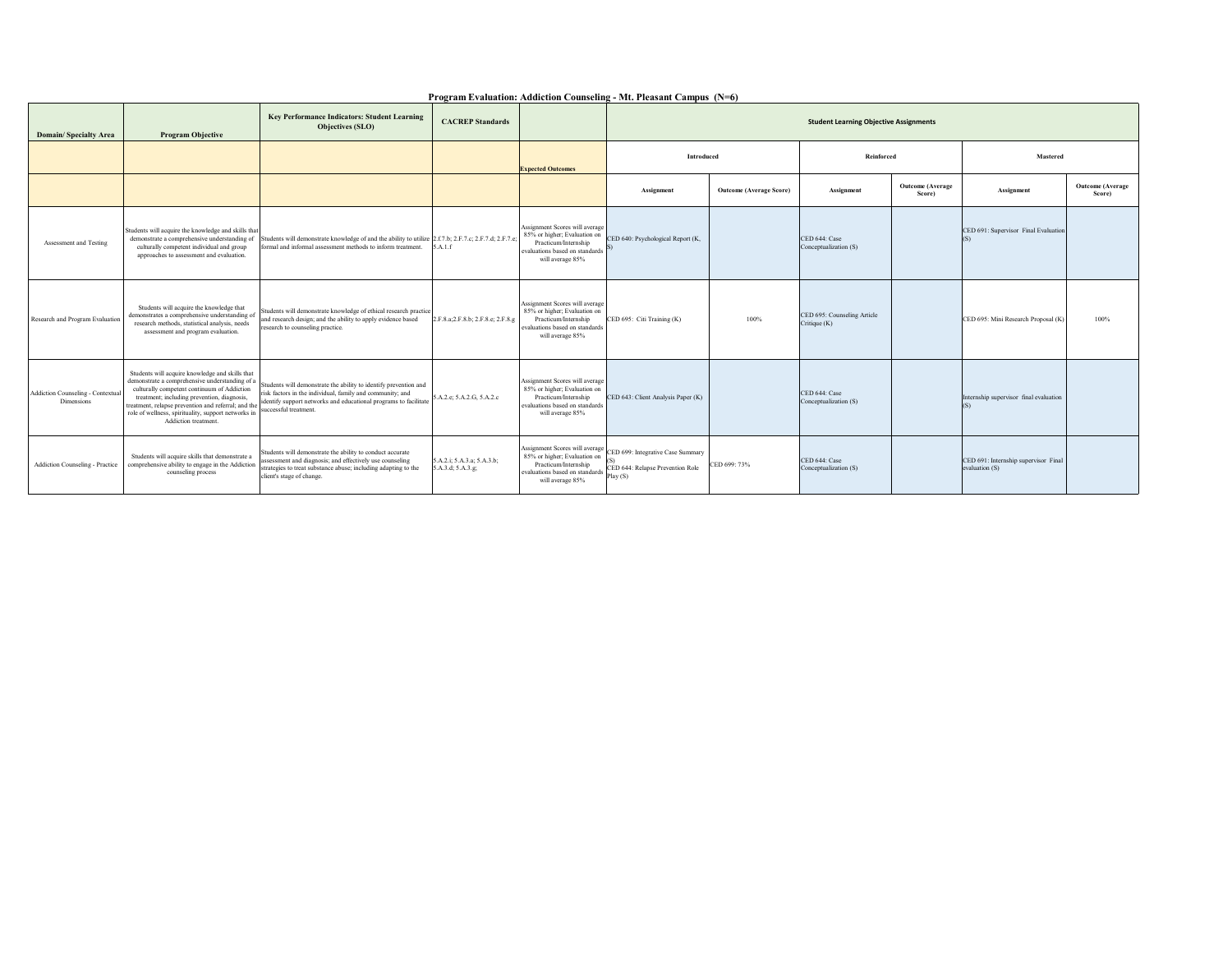## Program Evaluation: Addiction Counseling - Mt. Pleasant Campus (N=6)

| Domain/ Specialty Area | Program Objective | Key Performance Indicators: Student Learning Objectives (SLO) | CACREP Standards | | Student Learning Objective Assignments | | | | | |
|---|---|---|---|---|---|---|---|---|---|---|
| | | | | Expected Outcomes | Introduced | | Reinforced | | Mastered | |
| | | | | | Assignment | Outcome (Average Score) | Assignment | Outcome (Average Score) | Assignment | Outcome (Average Score) |
| Assessment and Testing | Students will acquire the knowledge and skills that demonstrate a comprehensive understanding of culturally competent individual and group approaches to assessment and evaluation. | Students will demonstrate knowledge of and the ability to utilize formal and informal assessment methods to inform treatment. | 2.f.7.b; 2.F.7.c; 2.F.7.d; 2.F.7.e; 5.A.1.f | Assignment Scores will average 85% or higher; Evaluation on Practicum/Internship evaluations based on standards will average 85% | CED 640: Psychological Report (K, S) | | CED 644: Case Conceptualization (S) | | CED 691: Supervisor Final Evaluation (S) | |
| Research and Program Evaluation | Students will acquire the knowledge that demonstrates a comprehensive understanding of research methods, statistical analysis, needs assessment and program evaluation. | Students will demonstrate knowledge of ethical research practice and research design; and the ability to apply evidence based research to counseling practice. | 2.F.8.a;2.F.8.b; 2.F.8.e; 2.F.8.g | Assignment Scores will average 85% or higher; Evaluation on Practicum/Internship evaluations based on standards will average 85% | CED 695: Citi Training (K) | 100% | CED 695: Counseling Article Critique (K) | | CED 695: Mini Research Proposal (K) | 100% |
| Addiction Counseling - Contextual Dimensions | Students will acquire knowledge and skills that demonstrate a comprehensive understanding of a culturally competent continuum of Addiction treatment; including prevention, diagnosis, treatment, relapse prevention and referral; and the role of wellness, spirituality, support networks in Addiction treatment. | Students will demonstrate the ability to identify prevention and risk factors in the individual, family and community; and identify support networks and educational programs to facilitate successful treatment. | 5.A.2.e; 5.A.2.G, 5.A.2.c | Assignment Scores will average 85% or higher; Evaluation on Practicum/Internship evaluations based on standards will average 85% | CED 643: Client Analysis Paper (K) | | CED 644: Case Conceptualization (S) | | Internship supervisor final evaluation (S) | |
| Addiction Counseling - Practice | Students will acquire skills that demonstrate a comprehensive ability to engage in the Addiction counseling process | Students will demonstrate the ability to conduct accurate assessment and diagnosis; and effectively use counseling strategies to treat substance abuse; including adapting to the client's stage of change. | 5.A.2.i; 5.A.3.a; 5.A.3.b; 5.A.3.d; 5.A.3.g; | Assignment Scores will average 85% or higher; Evaluation on Practicum/Internship evaluations based on standards will average 85% | CED 699: Integrative Case Summary (S)<br>CED 644: Relapse Prevention Role Play (S) | CED 699: 73% | CED 644: Case Conceptualization (S) | | CED 691: Internship supervisor Final evaluation (S) | |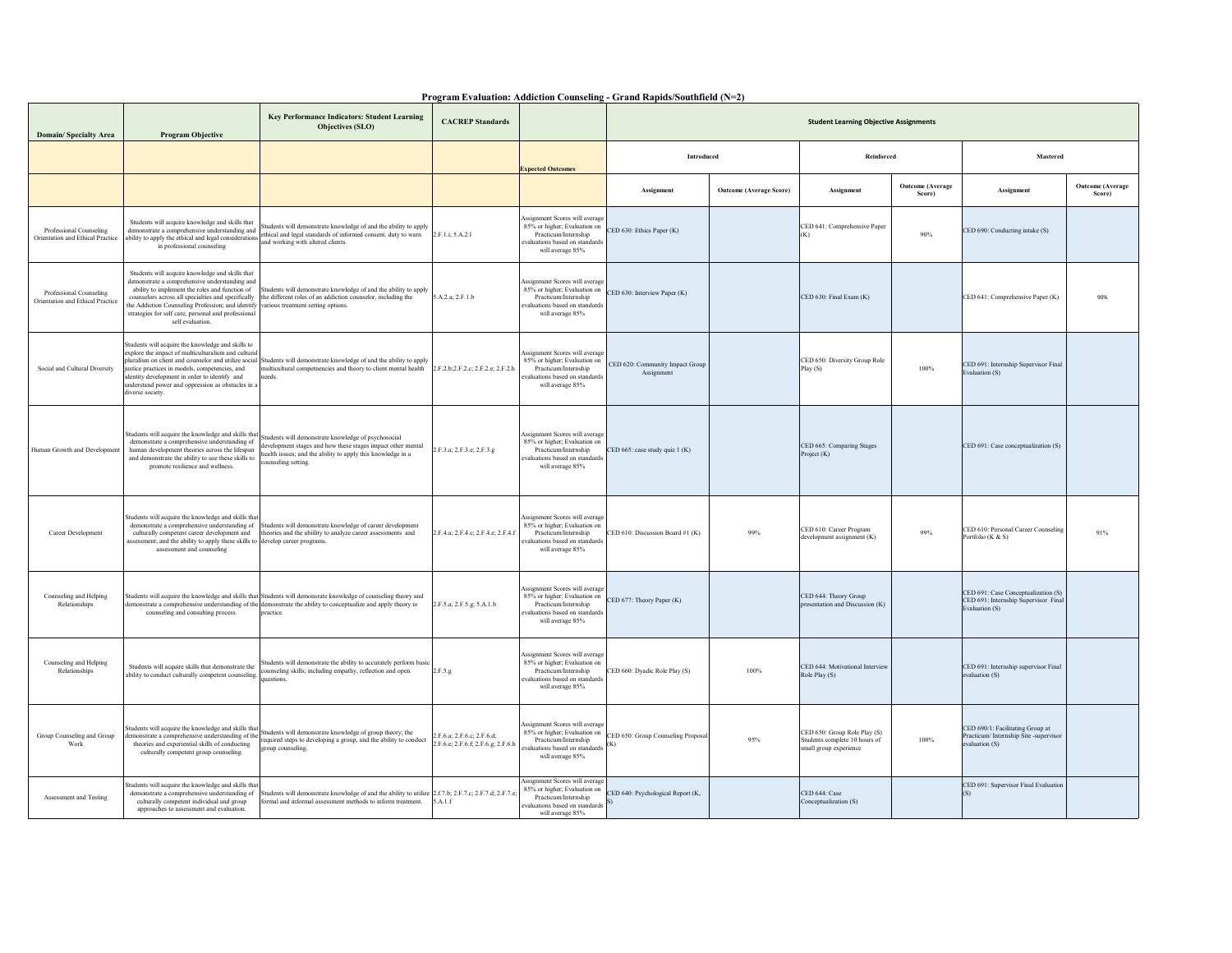# Program Evaluation: Addiction Counseling - Grand Rapids/Southfield (N=2)

| Domain/ Specialty Area | Program Objective | Key Performance Indicators: Student Learning Objectives (SLO) | CACREP Standards | Expected Outcomes | Student Learning Objective Assignments | | | | | |
|---|---|---|---|---|---|---|---|---|---|---|
| | | | | | Introduced | | Reinforced | | Mastered | |
| | | | | | Assignment | Outcome (Average Score) | Assignment | Outcome (Average Score) | Assignment | Outcome (Average Score) |
| Professional Counseling Orientation and Ethical Practice | Students will acquire knowledge and skills that demonstrate a comprehensive understanding and ability to apply the ethical and legal considerations in professional counseling | Students will demonstrate knowledge of and the ability to apply ethical and legal standards of informed consent, duty to warn and working with altered clients. | 2.F.1.i; 5.A.2.l | Assignment Scores will average 85% or higher; Evaluation on Practicum/Internship evaluations based on standards will average 85% | CED 630: Ethics Paper (K) | | CED 641: Comprehensive Paper (K) | 90% | CED 690: Conducting intake (S) | |
| Professional Counseling Orientation and Ethical Practice | Students will acquire knowledge and skills that demonstrate a comprehensive understanding and ability to implement the roles and function of counselors across all specialties and specifically the Addiction Counseling Profession; and identify strategies for self care, personal and professional self evaluation. | Students will demonstrate knowledge of and the ability to apply the different roles of an addiction counselor, including the various treatment setting options. | 5.A.2.a; 2.F.1.b | Assignment Scores will average 85% or higher; Evaluation on Practicum/Internship evaluations based on standards will average 85% | CED 630: Interview Paper (K) | | CED 630: Final Exam (K) | | CED 641: Comprehensive Paper (K) | 90% |
| Social and Cultural Diversity | Students will acquire the knowledge and skills to explore the impact of multiculturalism and cultural pluralism on client and counselor and utilize social justice practices in models, competencies, and identity development in order to identify and understand power and oppression as obstacles in a diverse society. | Students will demonstrate knowledge of and the ability to apply multicultural competencies and theory to client mental health needs. | 2.F.2.b;2.F.2.c; 2.F.2.e; 2.F.2.h | Assignment Scores will average 85% or higher; Evaluation on Practicum/Internship evaluations based on standards will average 85% | CED 620: Community Impact Group Assignment | | CED 650: Diversity Group Role Play (S) | 100% | CED 691: Internship Supervisor Final Evaluation (S) | |
| Human Growth and Development | Students will acquire the knowledge and skills that demonstrate a comprehensive understanding of human development theories across the lifespan and demonstrate the ability to use these skills to promote resilience and wellness. | Students will demonstrate knowledge of psychosocial development stages and how these stages impact other mental health issues; and the ability to apply this knowledge in a counseling setting. | 2.F.3.a; 2.F.3.e; 2.F.3.g | Assignment Scores will average 85% or higher; Evaluation on Practicum/Internship evaluations based on standards will average 85% | CED 665: case study quiz 1 (K) | | CED 665: Comparing Stages Project (K) | | CED 691: Case conceptualization (S) | |
| Career Development | Students will acquire the knowledge and skills that demonstrate a comprehensive understanding of culturally competent career development and assessment; and the ability to apply these skills to assessment and counseling | Students will demonstrate knowledge of career development theories and the ability to analyze career assessments and develop career programs. | 2.F.4.a; 2.F.4.c; 2.F.4.e; 2.F.4.f | Assignment Scores will average 85% or higher; Evaluation on Practicum/Internship evaluations based on standards will average 85% | CED 610: Discussion Board #1 (K) | 99% | CED 610: Career Program development assignment (K) | 99% | CED 610: Personal Career Counseling Portfolio (K & S) | 91% |
| Counseling and Helping Relationships | Students will acquire the knowledge and skills that demonstrate a comprehensive understanding of the counseling and consulting process. | Students will demonsrate knowledge of counseling theory and demonstrate the ability to conceptualize and apply theory to practice. | 2.F.5.a; 2.F.5.g; 5.A.1.b | Assignment Scores will average 85% or higher; Evaluation on Practicum/Internship evaluations based on standards will average 85% | CED 677: Theory Paper (K) | | CED 644: Theory Group presentation and Discussion (K) | | CED 691: Case Conceptualization (S) CED 691: Internship Supervisor Final Evaluation (S) | |
| Counseling and Helping Relationships | Students will acquire skills that demonstrate the ability to conduct culturally competent counseling. | Students will demonstrate the ability to accurately perform basic counseling skills; including empathy, reflection and open questions. | 2.F.5.g | Assignment Scores will average 85% or higher; Evaluation on Practicum/Internship evaluations based on standards will average 85% | CED 660: Dyadic Role Play (S) | 100% | CED 644: Motivational Interview Role Play (S) | | CED 691: Internship supervisor Final evaluation (S) | |
| Group Counseling and Group Work | Students will acquire the knowledge and skills that demonstrate a comprehensive understanding of the theories and experiential skills of conducting culturally competent group counseling. | Students will demonstrate knowledge of group theory; the required steps to developing a group, and the ability to conduct group counseling. | 2.F.6.a; 2.F.6.c; 2.F.6.d; 2.F.6.e; 2.F.6.f; 2.F.6.g; 2.F.6.h | Assignment Scores will average 85% or higher; Evaluation on Practicum/Internship evaluations based on standards will average 85% | CED 650: Group Counseling Proposal (K) | 95% | CED 650: Group Role Play (S) Students complete 10 hours of small group experience | 100% | CED 690/1: Facilitating Group at Practicum/ Internship Site -supervisor evaluation (S) | |
| Assessment and Testing | Students will acquire the knowledge and skills that demonstrate a comprehensive understanding of culturally competent individual and group approaches to assessment and evaluation. | Students will demonstrate knowledge of and the ability to utilize formal and informal assessment methods to inform treatment. | 2.f.7.b; 2.F.7.c; 2.F.7.d; 2.F.7.e; 5.A.1.f | Assignment Scores will average 85% or higher; Evaluation on Practicum/Internship evaluations based on standards will average 85% | CED 640: Psychological Report (K, S) | | CED 644: Case Conceptualization (S) | | CED 691: Supervisor Final Evaluation (S) | |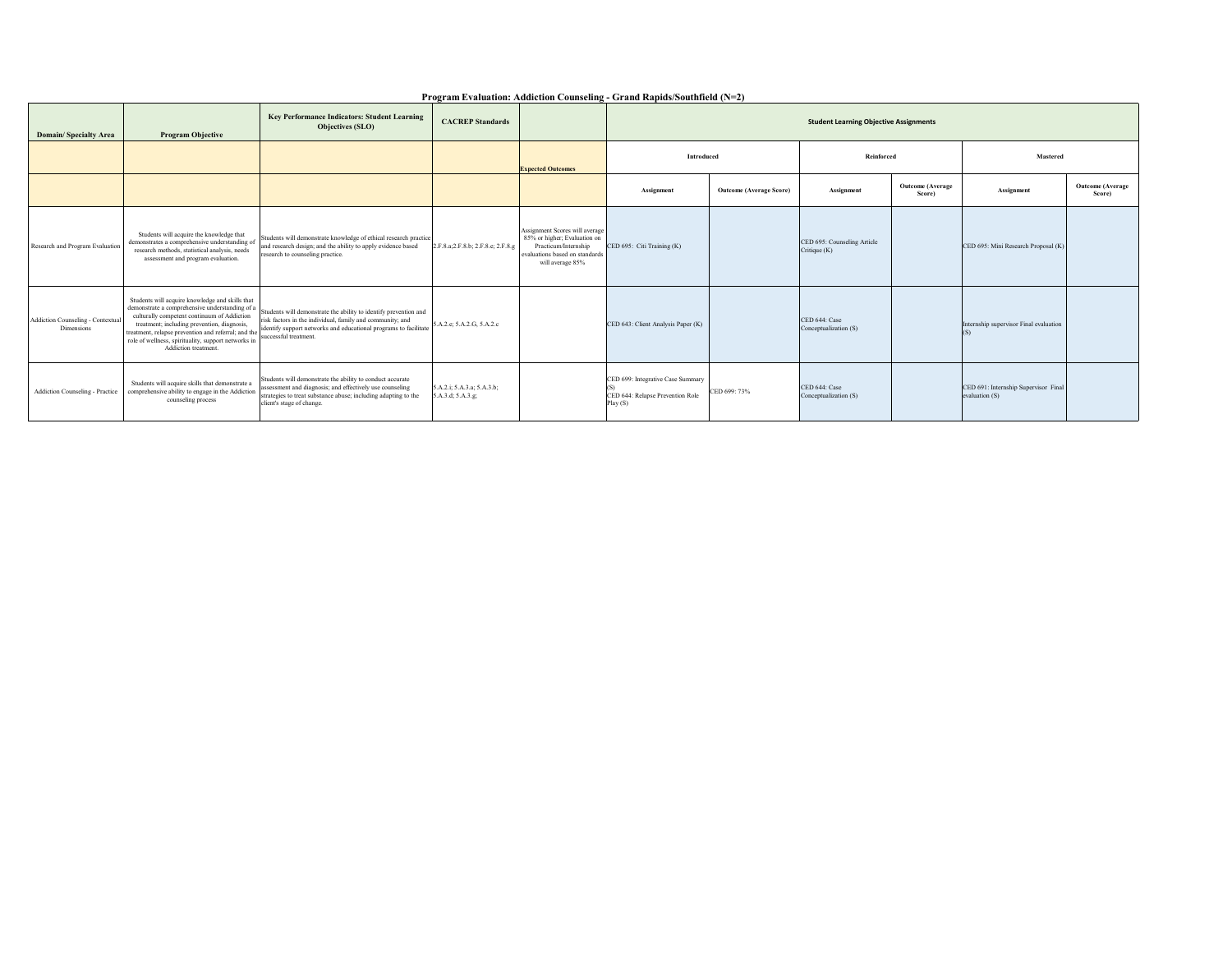**Program Evaluation: Addiction Counseling - Grand Rapids/Southfield (N=2)**

| Domain/ Specialty Area | Program Objective | Key Performance Indicators: Student Learning Objectives (SLO) | CACREP Standards | | Student Learning Objective Assignments | | | | | |
|---|---|---|---|---|---|---|---|---|---|---|
| | | | | Expected Outcomes | Introduced | | Reinforced | | Mastered | |
| | | | | | Assignment | Outcome (Average Score) | Assignment | Outcome (Average Score) | Assignment | Outcome (Average Score) |
| Research and Program Evaluation | Students will acquire the knowledge that demonstrates a comprehensive understanding of research methods, statistical analysis, needs assessment and program evaluation. | Students will demonstrate knowledge of ethical research practice and research design; and the ability to apply evidence based research to counseling practice. | 2.F.8.a;2.F.8.b; 2.F.8.e; 2.F.8.g | Assignment Scores will average 85% or higher; Evaluation on Practicum/Internship evaluations based on standards will average 85% | CED 695: Citi Training (K) | | CED 695: Counseling Article Critique (K) | | CED 695: Mini Research Proposal (K) | |
| Addiction Counseling - Contextual Dimensions | Students will acquire knowledge and skills that demonstrate a comprehensive understanding of a culturally competent continuum of Addiction treatment; including prevention, diagnosis, treatment, relapse prevention and referral; and the role of wellness, spirituality, support networks in Addiction treatment. | Students will demonstrate the ability to identify prevention and risk factors in the individual, family and community; and identify support networks and educational programs to facilitate successful treatment. | 5.A.2.e; 5.A.2.G, 5.A.2.c | | CED 643: Client Analysis Paper (K) | | CED 644: Case Conceptualization (S) | | Internship supervisor Final evaluation (S) | |
| Addiction Counseling - Practice | Students will acquire skills that demonstrate a comprehensive ability to engage in the Addiction counseling process | Students will demonstrate the ability to conduct accurate assessment and diagnosis; and effectively use counseling strategies to treat substance abuse; including adapting to the client's stage of change. | 5.A.2.i; 5.A.3.a; 5.A.3.b; 5.A.3.d; 5.A.3.g; | | CED 699: Integrative Case Summary (S)<br>CED 644: Relapse Prevention Role Play (S) | CED 699: 73% | CED 644: Case Conceptualization (S) | | CED 691: Internship Supervisor Final evaluation (S) | |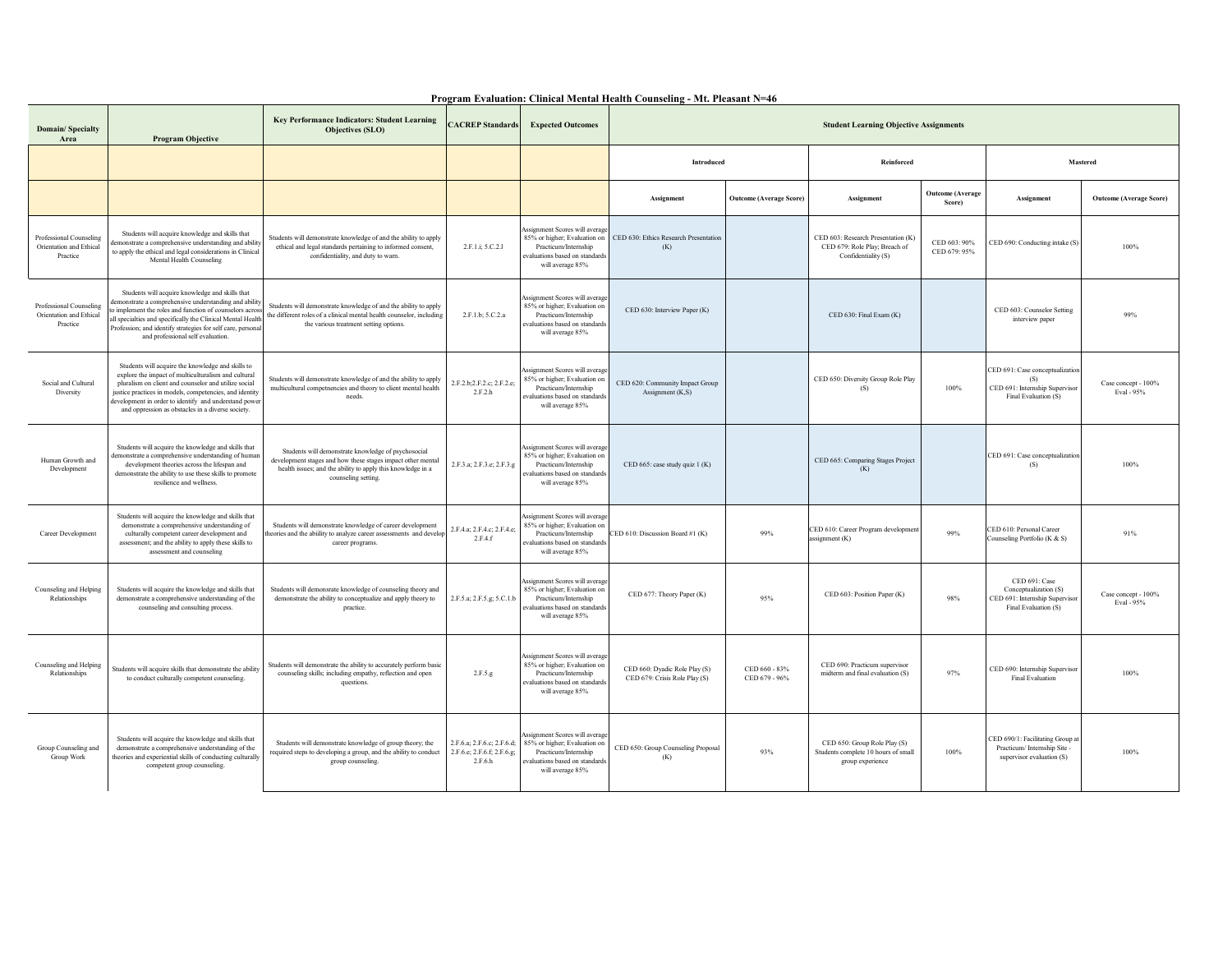## Program Evaluation: Clinical Mental Health Counseling - Mt. Pleasant N=46

| Domain/ Specialty Area | Program Objective | Key Performance Indicators: Student Learning Objectives (SLO) | CACREP Standards | Expected Outcomes | Student Learning Objective Assignments | | | | | |
|---|---|---|---|---|---|---|---|---|---|---|
| | | | | | Introduced | | Reinforced | | Mastered | |
| | | | | | Assignment | Outcome (Average Score) | Assignment | Outcome (Average Score) | Assignment | Outcome (Average Score) |
| Professional Counseling Orientation and Ethical Practice | Students will acquire knowledge and skills that demonstrate a comprehensive understanding and ability to apply the ethical and legal considerations in Clinical Mental Health Counseling | Students will demonstrate knowledge of and the ability to apply ethical and legal standards pertaining to informed consent, confidentiality, and duty to warn. | 2.F.1.i; 5.C.2.1 | Assignment Scores will average 85% or higher; Evaluation on Practicum/Internship evaluations based on standards will average 85% | CED 630: Ethics Research Presentation (K) | | CED 603: Research Presentation (K) CED 679: Role Play; Breach of Confidentiality (S) | CED 603: 90% CED 679: 95% | CED 690: Conducting intake (S) | 100% |
| Professional Counseling Orientation and Ethical Practice | Students will acquire knowledge and skills that demonstrate a comprehensive understanding and ability to implement the roles and function of counselors across all specialties and specifically the Clinical Mental Health Profession; and identify strategies for self care, personal and professional self evaluation. | Students will demonstrate knowledge of and the ability to apply the different roles of a clinical mental health counselor, including the various treatment setting options. | 2.F.1.b; 5.C.2.a | Assignment Scores will average 85% or higher; Evaluation on Practicum/Internship evaluations based on standards will average 85% | CED 630: Interview Paper (K) | | CED 630: Final Exam (K) | | CED 603: Counselor Setting interview paper | 99% |
| Social and Cultural Diversity | Students will acquire the knowledge and skills to explore the impact of multiculturalism and cultural pluralism on client and counselor and utilize social justice practices in models, competencies, and identity development in order to identify and understand power and oppression as obstacles in a diverse society. | Students will demonstrate knowledge of and the ability to apply multicultural competnecies and theory to client mental health needs. | 2.F.2.b;2.F.2.c; 2.F.2.e; 2.F.2.h | Assignment Scores will average 85% or higher; Evaluation on Practicum/Internship evaluations based on standards will average 85% | CED 620: Community Impact Group Assignment (K,S) | | CED 650: Diversity Group Role Play (S) | 100% | CED 691: Case conceptualization (S) CED 691: Internship Supervisor Final Evaluation (S) | Case concept - 100% Eval - 95% |
| Human Growth and Development | Students will acquire the knowledge and skills that demonstrate a comprehensive understanding of human development theories across the lifespan and demonstrate the ability to use these skills to promote resilience and wellness. | Students will demonstrate knowledge of psychosocial development stages and how these stages impact other mental health issues; and the ability to apply this knowledge in a counseling setting. | 2.F.3.a; 2.F.3.e; 2.F.3.g | Assignment Scores will average 85% or higher; Evaluation on Practicum/Internship evaluations based on standards will average 85% | CED 665: case study quiz 1 (K) | | CED 665: Comparing Stages Project (K) | | CED 691: Case conceptualization (S) | 100% |
| Career Development | Students will acquire the knowledge and skills that demonstrate a comprehensive understanding of culturally competent career development and assessment; and the ability to apply these skills to assessment and counseling | Students will demonstrate knowledge of career development theories and the abiility to analyze career assessments and develop career programs. | 2.F.4.a; 2.F.4.c; 2.F.4.e; 2.F.4.f | Assignment Scores will average 85% or higher; Evaluation on Practicum/Internship evaluations based on standards will average 85% | CED 610: Discussion Board #1 (K) | 99% | CED 610: Career Program development assignment (K) | 99% | CED 610: Personal Career Counseling Portfolio (K & S) | 91% |
| Counseling and Helping Relationships | Students will acquire the knowledge and skills that demonstrate a comprehensive understanding of the counseling and consulting process. | Students will demonsrate knowledge of counseling theory and demonstrate the ability to conceptualize and apply theory to practice. | 2.F.5.a; 2.F.5.g; 5.C.1.b | Assignment Scores will average 85% or higher; Evaluation on Practicum/Internship evaluations based on standards will average 85% | CED 677: Theory Paper (K) | 95% | CED 603: Position Paper (K) | 98% | CED 691: Case Conceptualization (S) CED 691: Internship Supervisor Final Evaluation (S) | Case concept - 100% Eval - 95% |
| Counseling and Helping Relationships | Students will acquire skills that demonstrate the ability to conduct culturally competent counseling. | Students will demonstrate the ability to accurately perform basic counseling skills; including empathy, reflection and open questions. | 2.F.5.g | Assignment Scores will average 85% or higher; Evaluation on Practicum/Internship evaluations based on standards will average 85% | CED 660: Dyadic Role Play (S) CED 679: Crisis Role Play (S) | CED 660 - 83% CED 679 - 96% | CED 690: Practicum supervisor midterm and final evaluation (S) | 97% | CED 690: Internship Supervisor Final Evaluation | 100% |
| Group Counseling and Group Work | Students will acquire the knowledge and skills that demonstrate a comprehensive understanding of the theories and experiential skills of conducting culturally competent group counseling. | Students will demonstrate knowledge of group theory; the required steps to developing a group, and the ability to conduct group counseling. | 2.F.6.a; 2.F.6.c; 2.F.6.d; 2.F.6.e; 2.F.6.f; 2.F.6.g; 2.F.6.h | Assignment Scores will average 85% or higher; Evaluation on Practicum/Internship evaluations based on standards will average 85% | CED 650: Group Counseling Proposal (K) | 93% | CED 650: Group Role Play (S) Students complete 10 hours of small group experience | 100% | CED 690/1: Facilitating Group at Practicum/ Internship Site - supervisor evaluation (S) | 100% |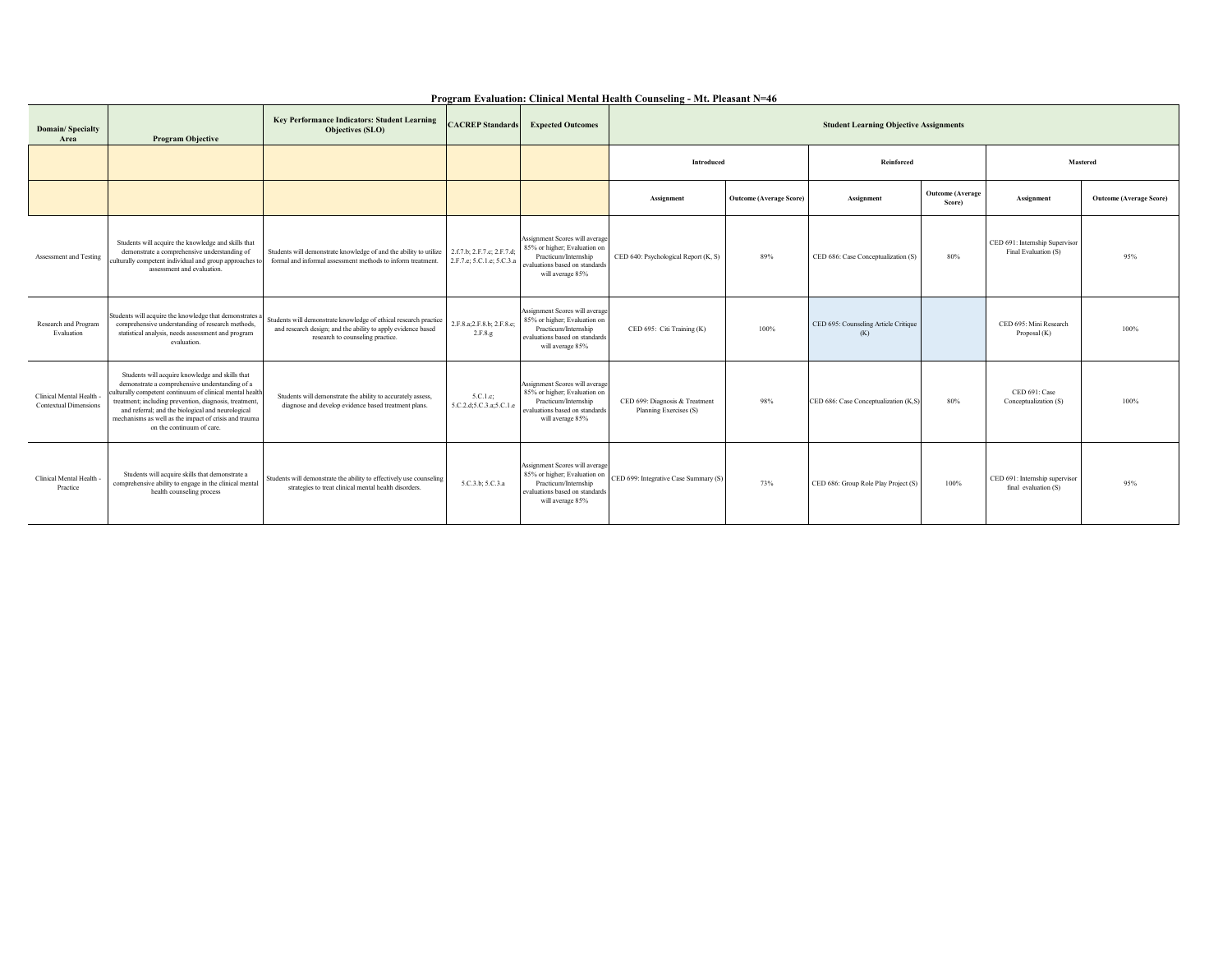**Program Evaluation: Clinical Mental Health Counseling - Mt. Pleasant N=46**

| Domain/ Specialty Area | Program Objective | Key Performance Indicators: Student Learning Objectives (SLO) | CACREP Standards | Expected Outcomes | Student Learning Objective Assignments | | | | | |
|---|---|---|---|---|---|---|---|---|---|---|
| | | | | | Introduced | | Reinforced | | Mastered | |
| | | | | | Assignment | Outcome (Average Score) | Assignment | Outcome (Average Score) | Assignment | Outcome (Average Score) |
| Assessment and Testing | Students will acquire the knowledge and skills that demonstrate a comprehensive understanding of culturally competent individual and group approaches to assessment and evaluation. | Students will demonstrate knowledge of and the ability to utilize formal and informal assessment methods to inform treatment. | 2.f.7.b; 2.F.7.c; 2.F.7.d; 2.F.7.e; 5.C.1.e; 5.C.3.a | Assignment Scores will average 85% or higher; Evaluation on Practicum/Internship evaluations based on standards will average 85% | CED 640: Psychological Report (K, S) | 89% | CED 686: Case Conceptualization (S) | 80% | CED 691: Internship Supervisor Final Evaluation (S) | 95% |
| Research and Program Evaluation | Students will acquire the knowledge that demonstrates a comprehensive understanding of research methods, statistical analysis, needs assessment and program evaluation. | Students will demonstrate knowledge of ethical research practice and research design; and the ability to apply evidence based research to counseling practice. | 2.F.8.a;2.F.8.b; 2.F.8.e; 2.F.8.g | Assignment Scores will average 85% or higher; Evaluation on Practicum/Internship evaluations based on standards will average 85% | CED 695: Citi Training (K) | 100% | CED 695: Counseling Article Critique (K) | | CED 695: Mini Research Proposal (K) | 100% |
| Clinical Mental Health - Contextual Dimensions | Students will acquire knowledge and skills that demonstrate a comprehensive understanding of a culturally competent continuum of clinical mental health treatment; including prevention, diagnosis, treatment, and referral; and the biological and neurological mechanisms as well as the impact of crisis and trauma on the continuum of care. | Students will demonstrate the ability to accurately assess, diagnose and develop evidence based treatment plans. | 5.C.1.c; 5.C.2.d;5.C.3.a;5.C.1.e | Assignment Scores will average 85% or higher; Evaluation on Practicum/Internship evaluations based on standards will average 85% | CED 699: Diagnosis & Treatment Planning Exercises (S) | 98% | CED 686: Case Conceptualization (K,S) | 80% | CED 691: Case Conceptualization (S) | 100% |
| Clinical Mental Health - Practice | Students will acquire skills that demonstrate a comprehensive ability to engage in the clinical mental health counseling process | Students will demonstrate the ability to effectively use counseling strategies to treat clinical mental health disorders. | 5.C.3.b; 5.C.3.a | Assignment Scores will average 85% or higher; Evaluation on Practicum/Internship evaluations based on standards will average 85% | CED 699: Integrative Case Summary (S) | 73% | CED 686: Group Role Play Project (S) | 100% | CED 691: Internship supervisor final evaluation (S) | 95% |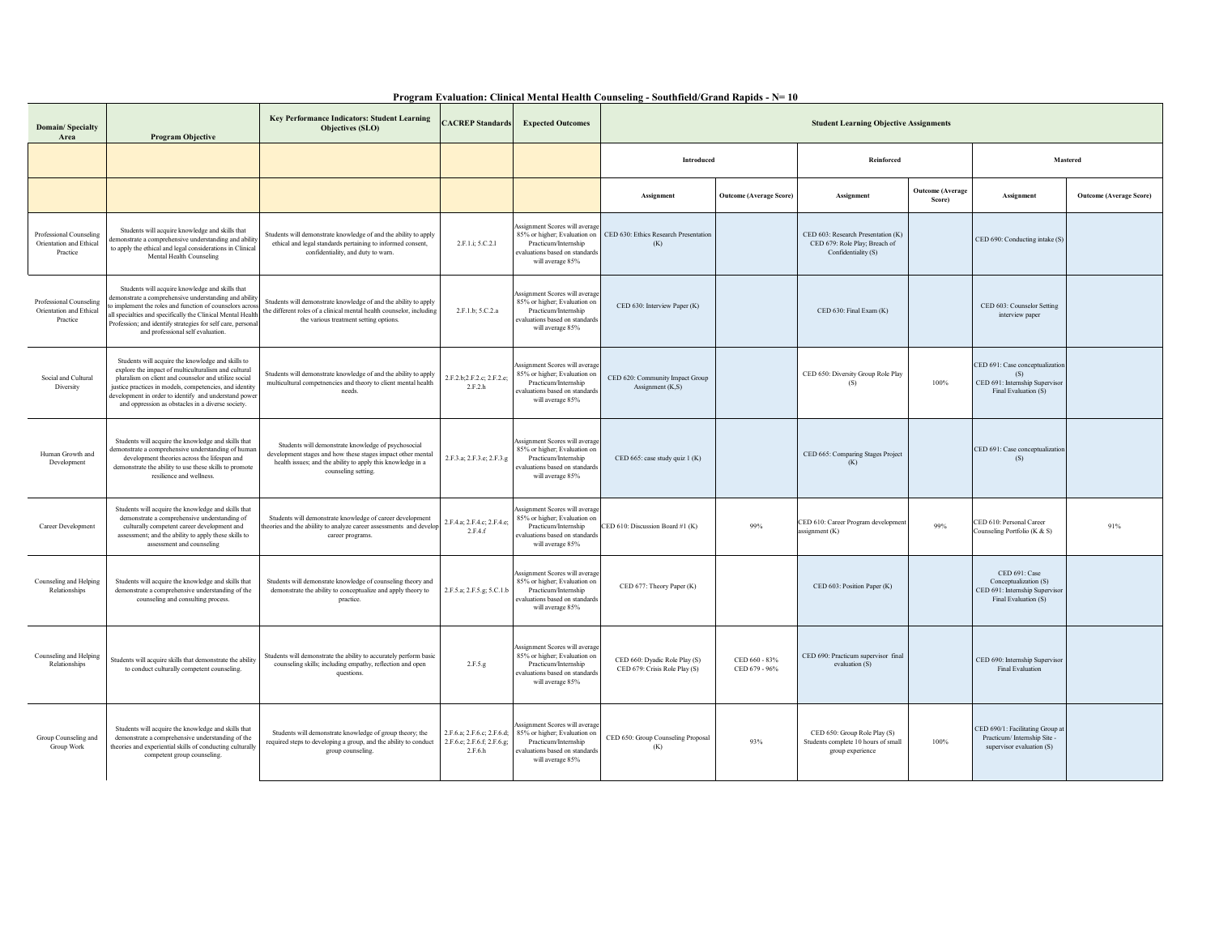## Program Evaluation: Clinical Mental Health Counseling - Southfield/Grand Rapids - N= 10

| Domain/ Specialty Area | Program Objective | Key Performance Indicators: Student Learning Objectives (SLO) | CACREP Standards | Expected Outcomes | Student Learning Objective Assignments | | | | | |
|---|---|---|---|---|---|---|---|---|---|---|
| | | | | | Introduced | | Reinforced | | Mastered | |
| | | | | | Assignment | Outcome (Average Score) | Assignment | Outcome (Average Score) | Assignment | Outcome (Average Score) |
| Professional Counseling Orientation and Ethical Practice | Students will acquire knowledge and skills that demonstrate a comprehensive understanding and ability to apply the ethical and legal considerations in Clinical Mental Health Counseling | Students will demonstrate knowledge of and the ability to apply ethical and legal standards pertaining to informed consent, confidentiality, and duty to warn. | 2.F.1.i; 5.C.2.l | Assignment Scores will average 85% or higher; Evaluation on Practicum/Internship evaluations based on standards will average 85% | CED 630: Ethics Research Presentation (K) | | CED 603: Research Presentation (K) CED 679: Role Play; Breach of Confidentiality (S) | | CED 690: Conducting intake (S) | |
| Professional Counseling Orientation and Ethical Practice | Students will acquire knowledge and skills that demonstrate a comprehensive understanding and ability to implement the roles and function of counselors across all specialties and specifically the Clinical Mental Health Profession; and identify strategies for self care, personal and professional self evaluation. | Students will demonstrate knowledge of and the ability to apply the different roles of a clinical mental health counselor, including the various treatment setting options. | 2.F.1.b; 5.C.2.a | Assignment Scores will average 85% or higher; Evaluation on Practicum/Internship evaluations based on standards will average 85% | CED 630: Interview Paper (K) | | CED 630: Final Exam (K) | | CED 603: Counselor Setting interview paper | |
| Social and Cultural Diversity | Students will acquire the knowledge and skills to explore the impact of multiculturalism and cultural pluralism on client and counselor and utilize social justice practices in models, competencies, and identity development in order to identify and understand power and oppression as obstacles in a diverse society. | Students will demonstrate knowledge of and the ability to apply multicultural competnencies and theory to client mental health needs. | 2.F.2.b;2.F.2.c; 2.F.2.e; 2.F.2.h | Assignment Scores will average 85% or higher; Evaluation on Practicum/Internship evaluations based on standards will average 85% | CED 620: Community Impact Group Assignment (K,S) | | CED 650: Diversity Group Role Play (S) | 100% | CED 691: Case conceptualization (S) CED 691: Internship Supervisor Final Evaluation (S) | |
| Human Growth and Development | Students will acquire the knowledge and skills that demonstrate a comprehensive understanding of human development theories across the lifespan and demonstrate the ability to use these skills to promote resilience and wellness. | Students will demonstrate knowledge of psychosocial development stages and how these stages impact other mental health issues; and the ability to apply this knowledge in a counseling setting. | 2.F.3.a; 2.F.3.e; 2.F.3.g | Assignment Scores will average 85% or higher; Evaluation on Practicum/Internship evaluations based on standards will average 85% | CED 665: case study quiz 1 (K) | | CED 665: Comparing Stages Project (K) | | CED 691: Case conceptualization (S) | |
| Career Development | Students will acquire the knowledge and skills that demonstrate a comprehensive understanding of culturally competent career development and assessment; and the ability to apply these skills to assessment and counseling | Students will demonstrate knowledge of career development theories and the abiilty to analyze career assessments and develop career programs. | 2.F.4.a; 2.F.4.c; 2.F.4.e; 2.F.4.f | Assignment Scores will average 85% or higher; Evaluation on Practicum/Internship evaluations based on standards will average 85% | CED 610: Discussion Board #1 (K) | 99% | CED 610: Career Program development assignment (K) | 99% | CED 610: Personal Career Counseling Portfolio (K & S) | 91% |
| Counseling and Helping Relationships | Students will acquire the knowledge and skills that demonstrate a comprehensive understanding of the counseling and consulting process. | Students will demonsrate knowledge of counseling theory and demonstrate the ability to conceptualize and apply theory to practice. | 2.F.5.a; 2.F.5.g; 5.C.1.b | Assignment Scores will average 85% or higher; Evaluation on Practicum/Internship evaluations based on standards will average 85% | CED 677: Theory Paper (K) | | CED 603: Position Paper (K) | | CED 691: Case Conceptualization (S) CED 691: Internship Supervisor Final Evaluation (S) | |
| Counseling and Helping Relationships | Students will acquire skills that demonstrate the ability to conduct culturally competent counseling. | Students will demonstrate the ability to accurately perform basic counseling skills; including empathy, reflection and open questions. | 2.F.5.g | Assignment Scores will average 85% or higher; Evaluation on Practicum/Internship evaluations based on standards will average 85% | CED 660: Dyadic Role Play (S) CED 679: Crisis Role Play (S) | CED 660 - 83% CED 679 - 96% | CED 690: Practicum supervisor final evaluation (S) | | CED 690: Internship Supervisor Final Evaluation | |
| Group Counseling and Group Work | Students will acquire the knowledge and skills that demonstrate a comprehensive understanding of the theories and experiential skills of conducting culturally competent group counseling. | Students will demonstrate knowledge of group theory; the required steps to developing a group, and the ability to conduct group counseling. | 2.F.6.a; 2.F.6.c; 2.F.6.d; 2.F.6.e; 2.F.6.f; 2.F.6.g; 2.F.6.h | Assignment Scores will average 85% or higher; Evaluation on Practicum/Internship evaluations based on standards will average 85% | CED 650: Group Counseling Proposal (K) | 93% | CED 650: Group Role Play (S) Students complete 10 hours of small group experience | 100% | CED 690/1: Facilitating Group at Practicum/ Internship Site - supervisor evaluation (S) | |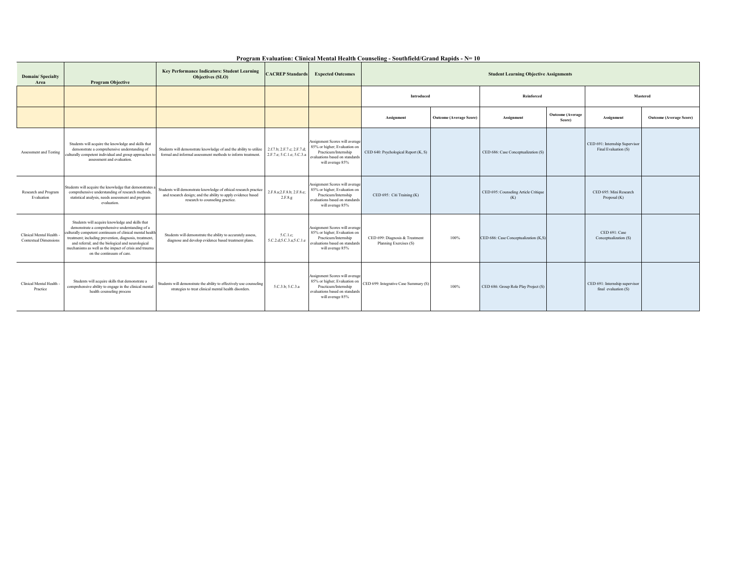**Program Evaluation: Clinical Mental Health Counseling - Southfield/Grand Rapids - N= 10**

| Domain/ Specialty Area | Program Objective | Key Performance Indicators: Student Learning Objectives (SLO) | CACREP Standards | Expected Outcomes | Student Learning Objective Assignments | | | | | |
|---|---|---|---|---|---|---|---|---|---|---|
| | | | | | Introduced | | Reinforced | | Mastered | |
| | | | | | Assignment | Outcome (Average Score) | Assignment | Outcome (Average Score) | Assignment | Outcome (Average Score) |
| Assessment and Testing | Students will acquire the knowledge and skills that demonstrate a comprehensive understanding of culturally competent individual and group approaches to assessment and evaluation. | Students will demonstrate knowledge of and the ability to utilize formal and informal assessment methods to inform treatment. | 2.f.7.b; 2.F.7.c; 2.F.7.d; 2.F.7.e; 5.C.1.e; 5.C.3.a | Assignment Scores will average 85% or higher; Evaluation on Practicum/Internship evaluations based on standards will average 85% | CED 640: Psychological Report (K, S) | | CED 686: Case Conceptualization (S) | | CED 691: Internship Supervisor Final Evaluation (S) | |
| Research and Program Evaluation | Students will acquire the knowledge that demonstrates a comprehensive understanding of research methods, statistical analysis, needs assessment and program evaluation. | Students will demonstrate knowledge of ethical research practice and research design; and the ability to apply evidence based research to counseling practice. | 2.F.8.a;2.F.8.b; 2.F.8.e; 2.F.8.g | Assignment Scores will average 85% or higher; Evaluation on Practicum/Internship evaluations based on standards will average 85% | CED 695: Citi Training (K) | | CED 695: Counseling Article Critique (K) | | CED 695: Mini Research Proposal (K) | |
| Clinical Mental Health - Contextual Dimensions | Students will acquire knowledge and skills that demonstrate a comprehensive understanding of a culturally competent continuum of clinical mental health treatment; including prevention, diagnosis, treatment, and referral; and the biological and neurological mechanisms as well as the impact of crisis and trauma on the continuum of care. | Students will demonstrate the ability to accurately assess, diagnose and develop evidence based treatment plans. | 5.C.1.c; 5.C.2.d;5.C.3.a;5.C.1.e | Assignment Scores will average 85% or higher; Evaluation on Practicum/Internship evaluations based on standards will average 85% | CED 699: Diagnosis & Treatment Planning Exercises (S) | 100% | CED 686: Case Conceptualization (K,S) | | CED 691: Case Conceptualization (S) | |
| Clinical Mental Health - Practice | Students will acquire skills that demonstrate a comprehensive ability to engage in the clinical mental health counseling process | Students will demonstrate the ability to effectively use counseling strategies to treat clinical mental health disorders. | 5.C.3.b; 5.C.3.a | Assignment Scores will average 85% or higher; Evaluation on Practicum/Internship evaluations based on standards will average 85% | CED 699: Integrative Case Summary (S) | 100% | CED 686: Group Role Play Project (S) | | CED 691: Internship supervisor final evaluation (S) | |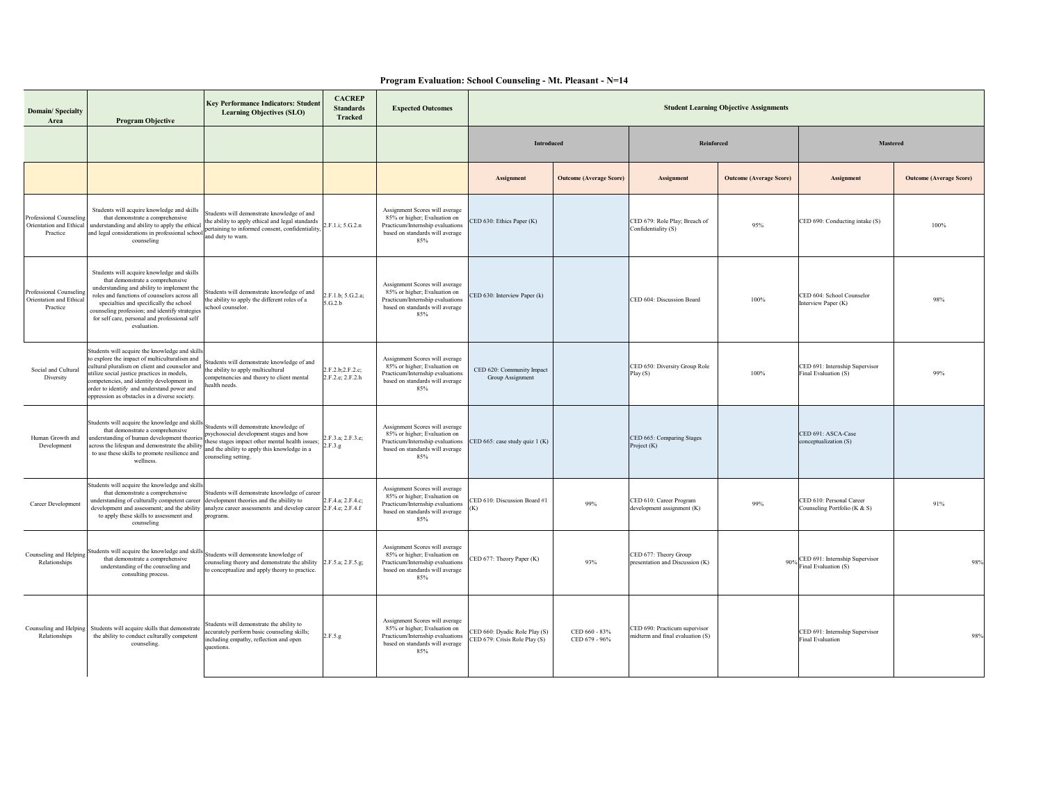## Program Evaluation: School Counseling - Mt. Pleasant - N=14

| Domain/ Specialty Area | Program Objective | Key Performance Indicators: Student Learning Objectives (SLO) | CACREP Standards Tracked | Expected Outcomes | Student Learning Objective Assignments | | | | | |
|---|---|---|---|---|---|---|---|---|---|---|
| | | | | | Introduced | | Reinforced | | Mastered | |
| | | | | | Assignment | Outcome (Average Score) | Assignment | Outcome (Average Score) | Assignment | Outcome (Average Score) |
| Professional Counseling Orientation and Ethical Practice | Students will acquire knowledge and skills that demonstrate a comprehensive understanding and ability to apply the ethical and legal considerations in professional school counseling | Students will demonstrate knowledge of and the ability to apply ethical and legal standards pertaining to informed consent, confidentiality, and duty to warn. | 2.F.1.i; 5.G.2.n | Assignment Scores will average 85% or higher; Evaluation on Practicum/Internship evaluations based on standards will average 85% | CED 630: Ethics Paper (K) | | CED 679: Role Play; Breach of Confidentiality (S) | 95% | CED 690: Conducting intake (S) | 100% |
| Professional Counseling Orientation and Ethical Practice | Students will acquire knowledge and skills that demonstrate a comprehensive understanding and ability to implement the roles and functions of counselors across all specialties and specifically the school counseling profession; and identify strategies for self care, personal and professional self evaluation. | Students will demonstrate knowledge of and the ability to apply the different roles of a school counselor. | 2.F.1.b; 5.G.2.a; 5.G.2.b | Assignment Scores will average 85% or higher; Evaluation on Practicum/Internship evaluations based on standards will average 85% | CED 630: Interview Paper (k) | | CED 604: Discussion Board | 100% | CED 604: School Counselor Interview Paper (K) | 98% |
| Social and Cultural Diversity | Students will acquire the knowledge and skills to explore the impact of multiculturalism and cultural pluralism on client and counselor and utilize social justice practices in models, competencies, and identity development in order to identify and understand power and oppression as obstacles in a diverse society. | Students will demonstrate knowledge of and the ability to apply multicultural competencies and theory to client mental health needs. | 2.F.2.b;2.F.2.c; 2.F.2.e; 2.F.2.h | Assignment Scores will average 85% or higher; Evaluation on Practicum/Internship evaluations based on standards will average 85% | CED 620: Community Impact Group Assignment | | CED 650: Diversity Group Role Play (S) | 100% | CED 691: Internship Supervisor Final Evaluation (S) | 99% |
| Human Growth and Development | Students will acquire the knowledge and skills that demonstrate a comprehensive understanding of human development theories across the lifespan and demonstrate the ability to use these skills to promote resilience and wellness. | Students will demonstrate knowledge of psychosocial development stages and how these stages impact other mental health issues; and the ability to apply this knowledge in a counseling setting. | 2.F.3.a; 2.F.3.e; 2.F.3.g | Assignment Scores will average 85% or higher; Evaluation on Practicum/Internship evaluations based on standards will average 85% | CED 665: case study quiz 1 (K) | | CED 665: Comparing Stages Project (K) | | CED 691: ASCA-Case conceptualization (S) | |
| Career Development | Students will acquire the knowledge and skills that demonstrate a comprehensive understanding of culturally competent career development and assessment; and the ability to apply these skills to assessment and counseling | Students will demonstrate knowledge of career development theories and the ability to analyze career assessments and develop career programs. | 2.F.4.a; 2.F.4.c; 2.F.4.e; 2.F.4.f | Assignment Scores will average 85% or higher; Evaluation on Practicum/Internship evaluations based on standards will average 85% | CED 610: Discussion Board #1 (K) | 99% | CED 610: Career Program development assignment (K) | 99% | CED 610: Personal Career Counseling Portfolio (K & S) | 91% |
| Counseling and Helping Relationships | Students will acquire the knowledge and skills that demonstrate a comprehensive understanding of the counseling and consulting process. | Students will demonsrate knowledge of counseling theory and demonstrate the ability to conceptualize and apply theory to practice. | 2.F.5.a; 2.F.5.g; | Assignment Scores will average 85% or higher; Evaluation on Practicum/Internship evaluations based on standards will average 85% | CED 677: Theory Paper (K) | 93% | CED 677: Theory Group presentation and Discussion (K) | 90% | CED 691: Internship Supervisor Final Evaluation (S) | 98% |
| Counseling and Helping Relationships | Students will acquire skills that demonstrate the ability to conduct culturally competent counseling. | Students will demonstrate the ability to accurately perform basic counseling skills; including empathy, reflection and open questions. | 2.F.5.g | Assignment Scores will average 85% or higher; Evaluation on Practicum/Internship evaluations based on standards will average 85% | CED 660: Dyadic Role Play (S) CED 679: Crisis Role Play (S) | CED 660 - 83% CED 679 - 96% | CED 690: Practicum supervisor midterm and final evaluation (S) | | CED 691: Internship Supervisor Final Evaluation | 98% |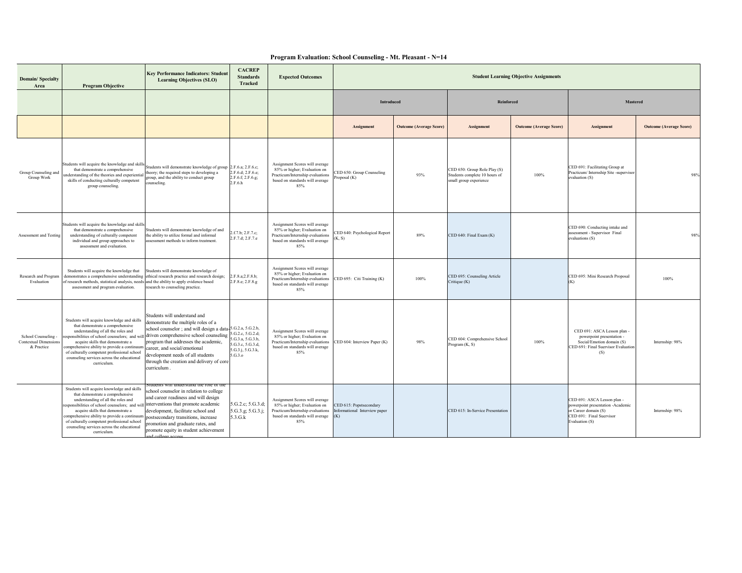## Program Evaluation: School Counseling - Mt. Pleasant - N=14

| Domain/ Specialty Area | Program Objective | Key Performance Indicators: Student Learning Objectives (SLO) | CACREP Standards Tracked | Expected Outcomes | Student Learning Objective Assignments | | | | | |
|---|---|---|---|---|---|---|---|---|---|---|
| | | | | | Introduced | | Reinforced | | Mastered | |
| | | | | | Assignment | Outcome (Average Score) | Assignment | Outcome (Average Score) | Assignment | Outcome (Average Score) |
| Group Counseling and Group Work | Students will acquire the knowledge and skills that demonstrate a comprehensive understanding of the theories and experiential skills of conducting culturally competent group counseling. | Students will demonstrate knowledge of group theory; the required steps to developing a group, and the ability to conduct group counseling. | 2.F.6.a; 2.F.6.c; 2.F.6.d; 2.F.6.e; 2.F.6.f; 2.F.6.g; 2.F.6.h | Assignment Scores will average 85% or higher; Evaluation on Practicum/Internship evaluations based on standards will average 85% | CED 650: Group Counseling Proposal (K) | 93% | CED 650: Group Role Play (S) Students complete 10 hours of small group experience | 100% | CED 691: Facilitating Group at Practicum/ Internship Site -supervisor evaluation (S) | 98% |
| Assessment and Testing | Students will acquire the knowledge and skills that demonstrate a comprehensive understanding of culturally competent individual and group approaches to assessment and evaluation. | Students will demonstrate knowledge of and the ability to utilize formal and informal assessment methods to inform treatment. | 2.f.7.b; 2.F.7.c; 2.F.7.d; 2.F.7.e | Assignment Scores will average 85% or higher; Evaluation on Practicum/Internship evaluations based on standards will average 85% | CED 640: Psychological Report (K, S) | 89% | CED 640: Final Exam (K) | | CED 690: Conducting intake and assessment - Supervisor Final evaluations (S) | 98% |
| Research and Program Evaluation | Students will acquire the knowledge that demonstrates a comprehensive understanding of research methods, statistical analysis, needs assessment and program evaluation. | Students will demonstrate knowledge of ethical research practice and research design; and the ability to apply evidence based research to counseling practice. | 2.F.8.a;2.F.8.b; 2.F.8.e; 2.F.8.g | Assignment Scores will average 85% or higher; Evaluation on Practicum/Internship evaluations based on standards will average 85% | CED 695: Citi Training (K) | 100% | CED 695: Counseling Article Critique (K) | | CED 695: Mini Research Proposal (K) | 100% |
| School Counseling - Contextual Dimensions & Practice | Students will acquire knowledge and skills that demonstrate a comprehensive understanding of all the roles and responsibilities of school counselors; and will acquire skills that demonstrate a comprehensive ability to provide a continuum of culturally competent professional school counseling services across the educational curriculum. | Students will understand and demonstrate the multiple roles of a school counselor ; and will design a data-driven comprehensive school counseling program that addresses the academic, career, and social/emotional development needs of all students through the creation and delivery of core curriculum . | 5.G.2.a, 5.G.2.b, 5.G.2.c, 5.G.2.d; 5.G.3.a, 5.G.3.b, 5.G.3.c, 5.G.3.d, 5.G.3.j, 5.G.3.k, 5.G.3.o | Assignment Scores will average 85% or higher; Evaluation on Practicum/Internship evaluations based on standards will average 85% | CED 604: Interview Paper (K) | 98% | CED 604: Comprehensive School Program (K, S) | 100% | CED 691: ASCA Lesson plan - powerpoint presentation - Social/Emotion domain (S) CED 691: Final Suervisor Evaluation (S) | Internship: 98% |
| | Students will acquire knowledge and skills that demonstrate a comprehensive understanding of all the roles and responsibilities of school counselors; and will acquire skills that demonstrate a comprehensive ability to provide a continuum of culturally competent professional school counseling services across the educational curriculum. | Students will understand the role of the school counselor in relation to college and career readiness and will design interventions that promote academic development, facilitate school and postsecondary transitions, increase promotion and graduate rates, and promote equity in student achievement and college access | 5.G.2.c; 5.G.3.d; 5.G.3.g; 5.G.3.j; 5.3.G.k | Assignment Scores will average 85% or higher; Evaluation on Practicum/Internship evaluations based on standards will average 85% | CED 615: Popstsecondary Informational Interview paper (K) | | CED 615: In-Service Presentation | | CED 691: ASCA Lesson plan - powerpoint presentation -Academic or Career domain (S) CED 691: Final Suervisor Evaluation (S) | Internship: 98% |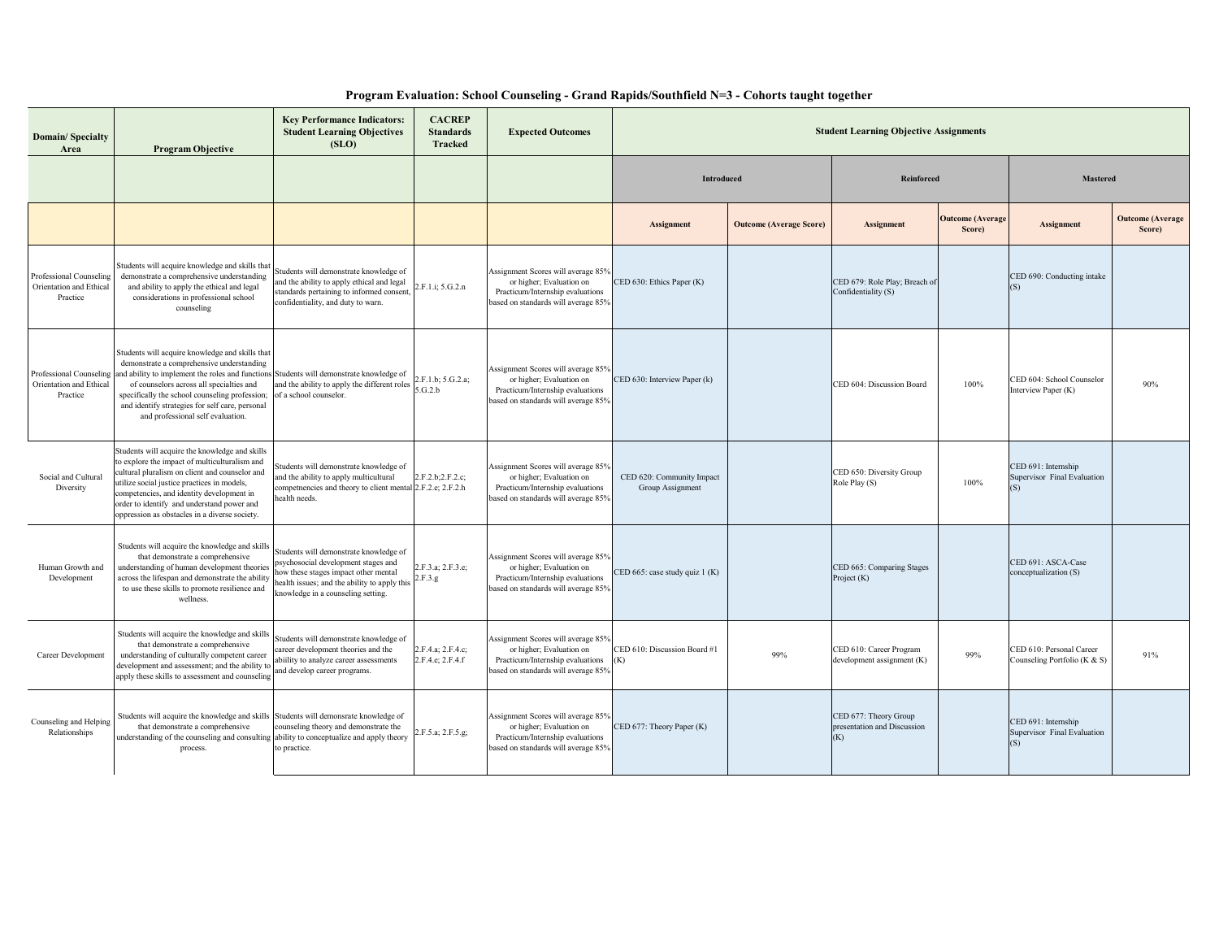## Program Evaluation: School Counseling - Grand Rapids/Southfield N=3 - Cohorts taught together

| Domain/ Specialty Area | Program Objective | Key Performance Indicators: Student Learning Objectives (SLO) | CACREP Standards Tracked | Expected Outcomes | Student Learning Objective Assignments | | | | | |
|---|---|---|---|---|---|---|---|---|---|---|
| | | | | | Introduced | | Reinforced | | Mastered | |
| | | | | | Assignment | Outcome (Average Score) | Assignment | Outcome (Average Score) | Assignment | Outcome (Average Score) |
| Professional Counseling Orientation and Ethical Practice | Students will acquire knowledge and skills that demonstrate a comprehensive understanding and ability to apply the ethical and legal considerations in professional school counseling | Students will demonstrate knowledge of and the ability to apply ethical and legal standards pertaining to informed consent, confidentiality, and duty to warn. | 2.F.1.i; 5.G.2.n | Assignment Scores will average 85% or higher; Evaluation on Practicum/Internship evaluations based on standards will average 85% | CED 630: Ethics Paper (K) | | CED 679: Role Play; Breach of Confidentiality (S) | | CED 690: Conducting intake (S) | |
| Professional Counseling Orientation and Ethical Practice | Students will acquire knowledge and skills that demonstrate a comprehensive understanding and ability to implement the roles and functions of counselors across all specialties and specifically the school counseling profession; and identify strategies for self care, personal and professional self evaluation. | Students will demonstrate knowledge of and the ability to apply the different roles of a school counselor. | 2.F.1.b; 5.G.2.a; 5.G.2.b | Assignment Scores will average 85% or higher; Evaluation on Practicum/Internship evaluations based on standards will average 85% | CED 630: Interview Paper (k) | | CED 604: Discussion Board | 100% | CED 604: School Counselor Interview Paper (K) | 90% |
| Social and Cultural Diversity | Students will acquire the knowledge and skills to explore the impact of multiculturalism and cultural pluralism on client and counselor and utilize social justice practices in models, competencies, and identity development in order to identify and understand power and oppression as obstacles in a diverse society. | Students will demonstrate knowledge of and the ability to apply multicultural competnencies and theory to client mental health needs. | 2.F.2.b;2.F.2.c; 2.F.2.e; 2.F.2.h | Assignment Scores will average 85% or higher; Evaluation on Practicum/Internship evaluations based on standards will average 85% | CED 620: Community Impact Group Assignment | | CED 650: Diversity Group Role Play (S) | 100% | CED 691: Internship Supervisor Final Evaluation (S) | |
| Human Growth and Development | Students will acquire the knowledge and skills that demonstrate a comprehensive understanding of human development theories across the lifespan and demonstrate the ability to use these skills to promote resilience and wellness. | Students will demonstrate knowledge of psychosocial development stages and how these stages impact other mental health issues; and the ability to apply this knowledge in a counseling setting. | 2.F.3.a; 2.F.3.e; 2.F.3.g | Assignment Scores will average 85% or higher; Evaluation on Practicum/Internship evaluations based on standards will average 85% | CED 665: case study quiz 1 (K) | | CED 665: Comparing Stages Project (K) | | CED 691: ASCA-Case conceptualization (S) | |
| Career Development | Students will acquire the knowledge and skills that demonstrate a comprehensive understanding of culturally competent career development and assessment; and the ability to apply these skills to assessment and counseling | Students will demonstrate knowledge of career development theories and the abiility to analyze career assessments and develop career programs. | 2.F.4.a; 2.F.4.c; 2.F.4.e; 2.F.4.f | Assignment Scores will average 85% or higher; Evaluation on Practicum/Internship evaluations based on standards will average 85% | CED 610: Discussion Board #1 (K) | 99% | CED 610: Career Program development assignment (K) | 99% | CED 610: Personal Career Counseling Portfolio (K & S) | 91% |
| Counseling and Helping Relationships | Students will acquire the knowledge and skills that demonstrate a comprehensive understanding of the counseling and consulting process. | Students will demonsrate knowledge of counseling theory and demonstrate the ability to conceptualize and apply theory to practice. | 2.F.5.a; 2.F.5.g; | Assignment Scores will average 85% or higher; Evaluation on Practicum/Internship evaluations based on standards will average 85% | CED 677: Theory Paper (K) | | CED 677: Theory Group presentation and Discussion (K) | | CED 691: Internship Supervisor Final Evaluation (S) | |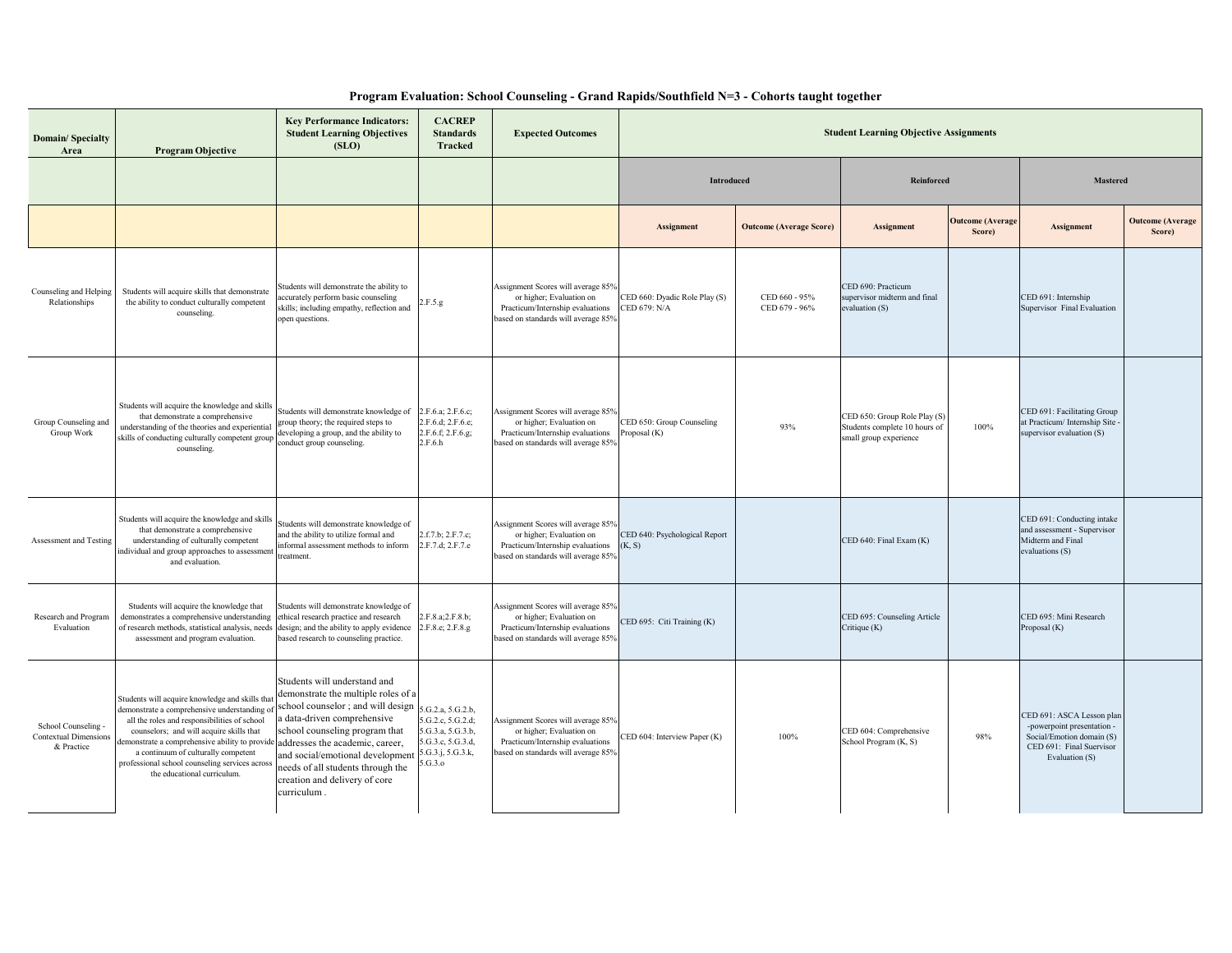# Program Evaluation: School Counseling - Grand Rapids/Southfield N=3 - Cohorts taught together

| Domain/ Specialty Area | Program Objective | Key Performance Indicators: Student Learning Objectives (SLO) | CACREP Standards Tracked | Expected Outcomes | Student Learning Objective Assignments | | | | | |
|---|---|---|---|---|---|---|---|---|---|---|
| | | | | | Introduced | | Reinforced | | Mastered | |
| | | | | | Assignment | Outcome (Average Score) | Assignment | Outcome (Average Score) | Assignment | Outcome (Average Score) |
| Counseling and Helping Relationships | Students will acquire skills that demonstrate the ability to conduct culturally competent counseling. | Students will demonstrate the ability to accurately perform basic counseling skills; including empathy, reflection and open questions. | 2.F.5.g | Assignment Scores will average 85% or higher; Evaluation on Practicum/Internship evaluations based on standards will average 85% | CED 660: Dyadic Role Play (S) CED 679: N/A | CED 660 - 95% CED 679 - 96% | CED 690: Practicum supervisor midterm and final evaluation (S) | | CED 691: Internship Supervisor Final Evaluation | |
| Group Counseling and Group Work | Students will acquire the knowledge and skills that demonstrate a comprehensive understanding of the theories and experiential skills of conducting culturally competent group counseling. | Students will demonstrate knowledge of group theory; the required steps to developing a group, and the ability to conduct group counseling. | 2.F.6.a; 2.F.6.c; 2.F.6.d; 2.F.6.e; 2.F.6.f; 2.F.6.g; 2.F.6.h | Assignment Scores will average 85% or higher; Evaluation on Practicum/Internship evaluations based on standards will average 85% | CED 650: Group Counseling Proposal (K) | 93% | CED 650: Group Role Play (S) Students complete 10 hours of small group experience | 100% | CED 691: Facilitating Group at Practicum/ Internship Site - supervisor evaluation (S) | |
| Assessment and Testing | Students will acquire the knowledge and skills that demonstrate a comprehensive understanding of culturally competent individual and group approaches to assessment and evaluation. | Students will demonstrate knowledge of and the ability to utilize formal and informal assessment methods to inform treatment. | 2.f.7.b; 2.F.7.c; 2.F.7.d; 2.F.7.e | Assignment Scores will average 85% or higher; Evaluation on Practicum/Internship evaluations based on standards will average 85% | CED 640: Psychological Report (K, S) | | CED 640: Final Exam (K) | | CED 691: Conducting intake and assessment - Supervisor Midterm and Final evaluations (S) | |
| Research and Program Evaluation | Students will acquire the knowledge that demonstrates a comprehensive understanding of research methods, statistical analysis, needs assessment and program evaluation. | Students will demonstrate knowledge of ethical research practice and research design; and the ability to apply evidence based research to counseling practice. | 2.F.8.a;2.F.8.b; 2.F.8.e; 2.F.8.g | Assignment Scores will average 85% or higher; Evaluation on Practicum/Internship evaluations based on standards will average 85% | CED 695: Citi Training (K) | | CED 695: Counseling Article Critique (K) | | CED 695: Mini Research Proposal (K) | |
| School Counseling - Contextual Dimensions & Practice | Students will acquire knowledge and skills that demonstrate a comprehensive understanding of all the roles and responsibilities of school counselors; and will acquire skills that demonstrate a comprehensive ability to provide a continuum of culturally competent professional school counseling services across the educational curriculum. | Students will understand and demonstrate the multiple roles of a school counselor ; and will design a data-driven comprehensive school counseling program that addresses the academic, career, and social/emotional development needs of all students through the creation and delivery of core curriculum . | 5.G.2.a, 5.G.2.b, 5.G.2.c, 5.G.2.d; 5.G.3.a, 5.G.3.b, 5.G.3.c, 5.G.3.d, 5.G.3.j, 5.G.3.k, 5.G.3.o | Assignment Scores will average 85% or higher; Evaluation on Practicum/Internship evaluations based on standards will average 85% | CED 604: Interview Paper (K) | 100% | CED 604: Comprehensive School Program (K, S) | 98% | CED 691: ASCA Lesson plan -powerpoint presentation - Social/Emotion domain (S) CED 691: Final Suervisor Evaluation (S) | |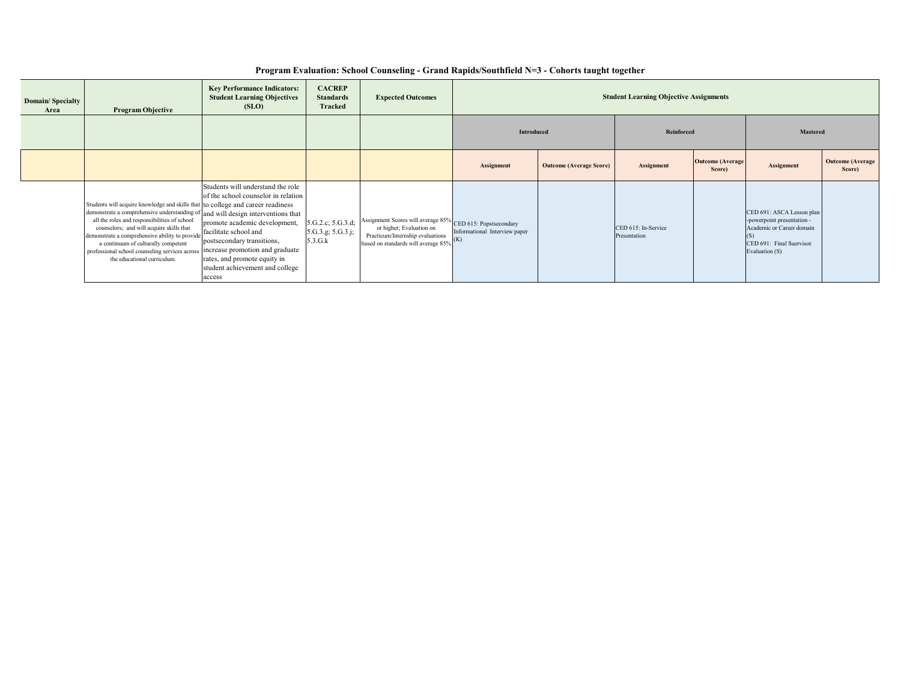## Program Evaluation: School Counseling - Grand Rapids/Southfield N=3 - Cohorts taught together

| Domain/ Specialty Area | Program Objective | Key Performance Indicators: Student Learning Objectives (SLO) | CACREP Standards Tracked | Expected Outcomes | Student Learning Objective Assignments | | | | | |
|---|---|---|---|---|---|---|---|---|---|---|
| | | | | | Introduced | | Reinforced | | Mastered | |
| | | | | | Assignment | Outcome (Average Score) | Assignment | Outcome (Average Score) | Assignment | Outcome (Average Score) |
| | Students will acquire knowledge and skills that demonstrate a comprehensive understanding of all the roles and responsibilities of school counselors; and will acquire skills that demonstrate a comprehensive ability to provide a continuum of culturally competent professional school counseling services across the educational curriculum. | Students will understand the role of the school counselor in relation to college and career readiness and will design interventions that promote academic development, facilitate school and postsecondary transitions, increase promotion and graduate rates, and promote equity in student achievement and college access | 5.G.2.c; 5.G.3.d; 5.G.3.g; 5.G.3.j; 5.3.G.k | Assignment Scores will average 85% or higher; Evaluation on Practicum/Internship evaluations based on standards will average 85% | CED 615: Popstsecondary Informational Interview paper (K) | | CED 615: In-Service Presentation | | CED 691: ASCA Lesson plan -powerpoint presentation - Academic or Career domain (S)<br>CED 691: Final Suervisor Evaluation (S) | |